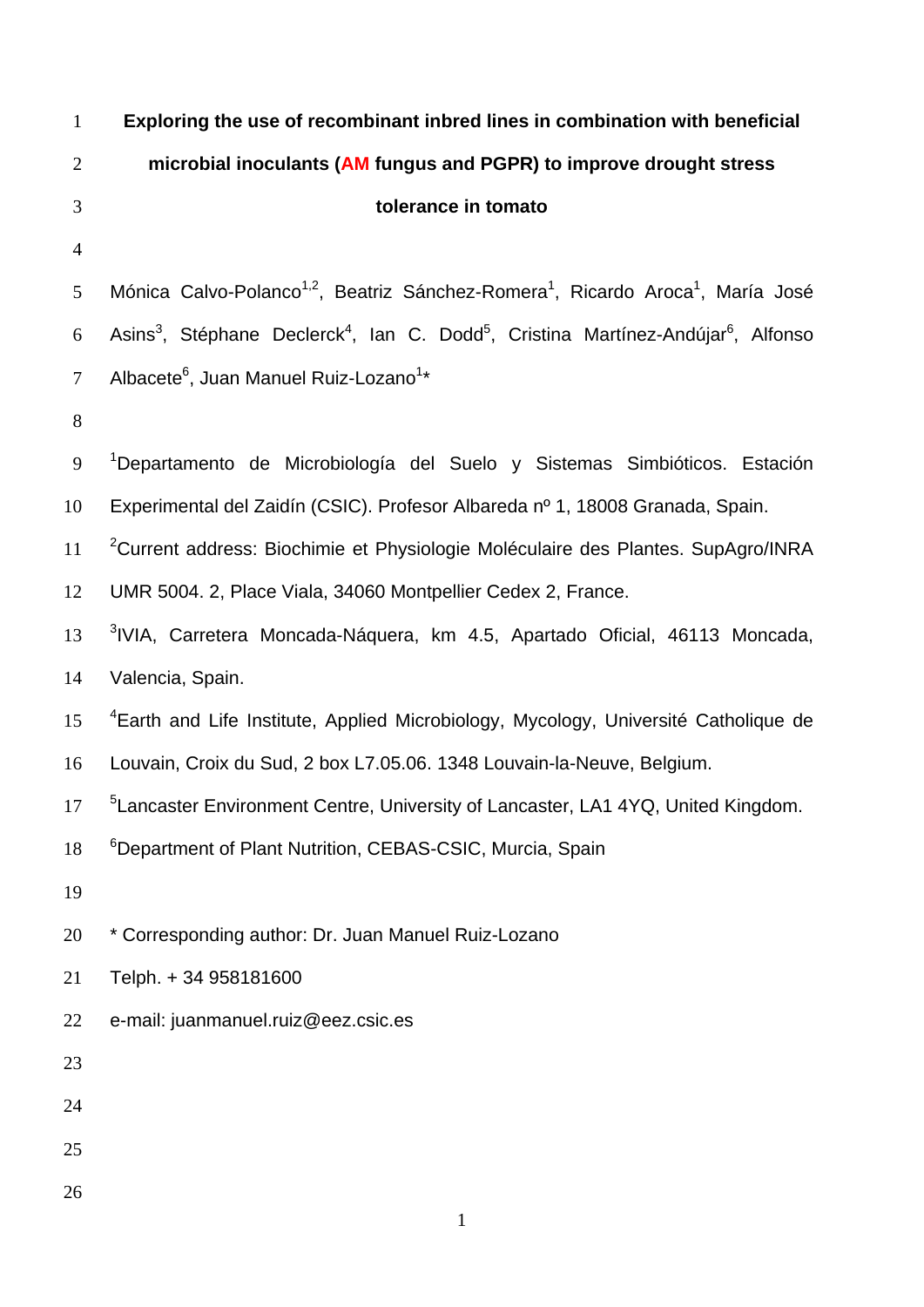# Exploring the use of recombinant inbred lines in combination with beneficial microbial inoculants (AM fungus and PGPR) to improve drought stress tolerance in tomato

Mónica Calvo-Polanco[1,2], Beatriz Sánchez-Romera[1], Ricardo Aroca[1], María José Asins[3], Stéphane Declerck[4], Ian C. Dodd[5], Cristina Martínez-Andújar[6], Alfonso Albacete[6], Juan Manuel Ruiz-Lozano[1]*

[1]Departamento de Microbiología del Suelo y Sistemas Simbióticos. Estación Experimental del Zaidín (CSIC). Profesor Albareda nº 1, 18008 Granada, Spain.

[2]Current address: Biochimie et Physiologie Moléculaire des Plantes. SupAgro/INRA UMR 5004. 2, Place Viala, 34060 Montpellier Cedex 2, France.

[3]IVIA, Carretera Moncada-Náquera, km 4.5, Apartado Oficial, 46113 Moncada, Valencia, Spain.

[4]Earth and Life Institute, Applied Microbiology, Mycology, Université Catholique de Louvain, Croix du Sud, 2 box L7.05.06. 1348 Louvain-la-Neuve, Belgium.

[5]Lancaster Environment Centre, University of Lancaster, LA1 4YQ, United Kingdom.

[6]Department of Plant Nutrition, CEBAS-CSIC, Murcia, Spain

* Corresponding author: Dr. Juan Manuel Ruiz-Lozano

Telph. + 34 958181600

e-mail: juanmanuel.ruiz@eez.csic.es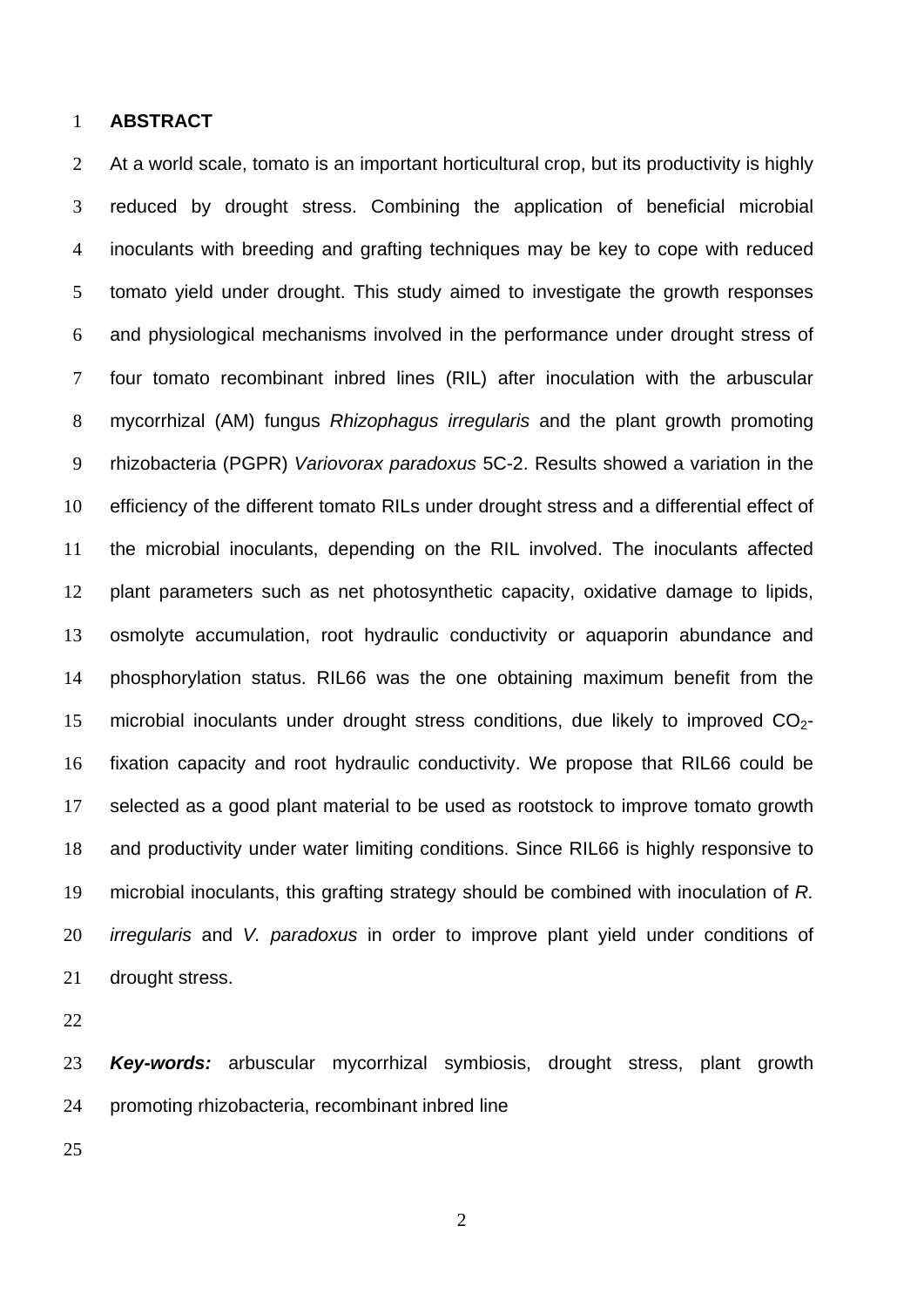## ABSTRACT

At a world scale, tomato is an important horticultural crop, but its productivity is highly reduced by drought stress. Combining the application of beneficial microbial inoculants with breeding and grafting techniques may be key to cope with reduced tomato yield under drought. This study aimed to investigate the growth responses and physiological mechanisms involved in the performance under drought stress of four tomato recombinant inbred lines (RIL) after inoculation with the arbuscular mycorrhizal (AM) fungus *Rhizophagus irregularis* and the plant growth promoting rhizobacteria (PGPR) *Variovorax paradoxus* 5C-2. Results showed a variation in the efficiency of the different tomato RILs under drought stress and a differential effect of the microbial inoculants, depending on the RIL involved. The inoculants affected plant parameters such as net photosynthetic capacity, oxidative damage to lipids, osmolyte accumulation, root hydraulic conductivity or aquaporin abundance and phosphorylation status. RIL66 was the one obtaining maximum benefit from the microbial inoculants under drought stress conditions, due likely to improved $CO_2$-fixation capacity and root hydraulic conductivity. We propose that RIL66 could be selected as a good plant material to be used as rootstock to improve tomato growth and productivity under water limiting conditions. Since RIL66 is highly responsive to microbial inoculants, this grafting strategy should be combined with inoculation of *R. irregularis* and *V. paradoxus* in order to improve plant yield under conditions of drought stress.

***Key-words:*** arbuscular mycorrhizal symbiosis, drought stress, plant growth promoting rhizobacteria, recombinant inbred line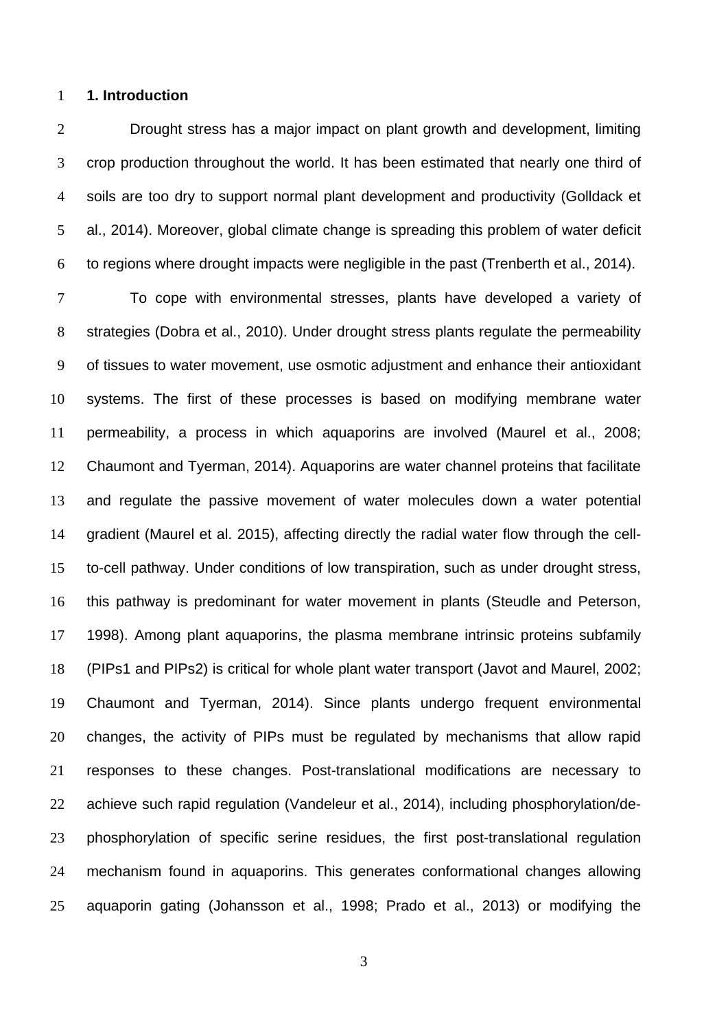# 1. Introduction

Drought stress has a major impact on plant growth and development, limiting crop production throughout the world. It has been estimated that nearly one third of soils are too dry to support normal plant development and productivity (Golldack et al., 2014). Moreover, global climate change is spreading this problem of water deficit to regions where drought impacts were negligible in the past (Trenberth et al., 2014).

To cope with environmental stresses, plants have developed a variety of strategies (Dobra et al., 2010). Under drought stress plants regulate the permeability of tissues to water movement, use osmotic adjustment and enhance their antioxidant systems. The first of these processes is based on modifying membrane water permeability, a process in which aquaporins are involved (Maurel et al., 2008; Chaumont and Tyerman, 2014). Aquaporins are water channel proteins that facilitate and regulate the passive movement of water molecules down a water potential gradient (Maurel et al. 2015), affecting directly the radial water flow through the cell-to-cell pathway. Under conditions of low transpiration, such as under drought stress, this pathway is predominant for water movement in plants (Steudle and Peterson, 1998). Among plant aquaporins, the plasma membrane intrinsic proteins subfamily (PIPs1 and PIPs2) is critical for whole plant water transport (Javot and Maurel, 2002; Chaumont and Tyerman, 2014). Since plants undergo frequent environmental changes, the activity of PIPs must be regulated by mechanisms that allow rapid responses to these changes. Post-translational modifications are necessary to achieve such rapid regulation (Vandeleur et al., 2014), including phosphorylation/de-phosphorylation of specific serine residues, the first post-translational regulation mechanism found in aquaporins. This generates conformational changes allowing aquaporin gating (Johansson et al., 1998; Prado et al., 2013) or modifying the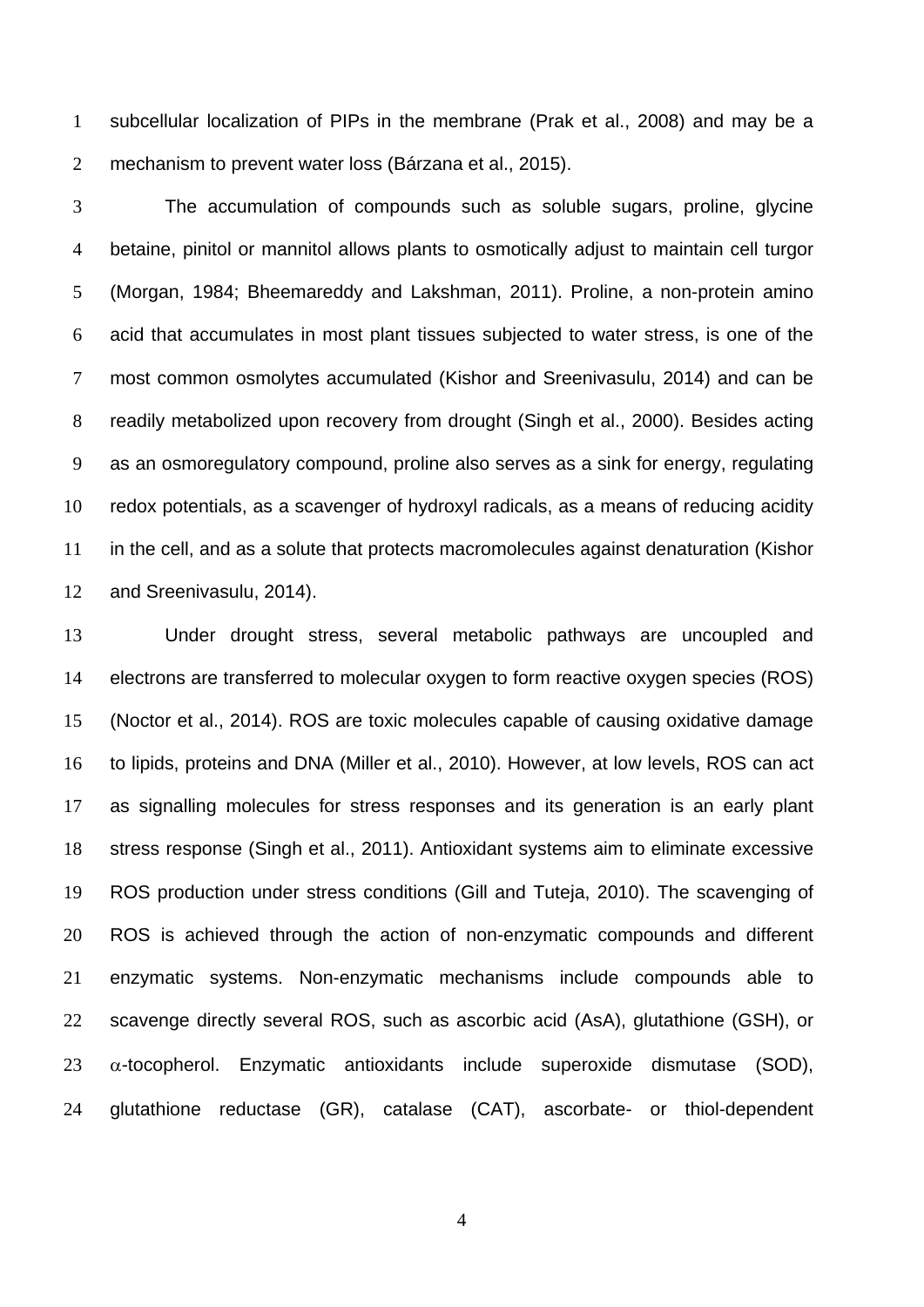subcellular localization of PIPs in the membrane (Prak et al., 2008) and may be a mechanism to prevent water loss (Bárzana et al., 2015).

The accumulation of compounds such as soluble sugars, proline, glycine betaine, pinitol or mannitol allows plants to osmotically adjust to maintain cell turgor (Morgan, 1984; Bheemareddy and Lakshman, 2011). Proline, a non-protein amino acid that accumulates in most plant tissues subjected to water stress, is one of the most common osmolytes accumulated (Kishor and Sreenivasulu, 2014) and can be readily metabolized upon recovery from drought (Singh et al., 2000). Besides acting as an osmoregulatory compound, proline also serves as a sink for energy, regulating redox potentials, as a scavenger of hydroxyl radicals, as a means of reducing acidity in the cell, and as a solute that protects macromolecules against denaturation (Kishor and Sreenivasulu, 2014).

Under drought stress, several metabolic pathways are uncoupled and electrons are transferred to molecular oxygen to form reactive oxygen species (ROS) (Noctor et al., 2014). ROS are toxic molecules capable of causing oxidative damage to lipids, proteins and DNA (Miller et al., 2010). However, at low levels, ROS can act as signalling molecules for stress responses and its generation is an early plant stress response (Singh et al., 2011). Antioxidant systems aim to eliminate excessive ROS production under stress conditions (Gill and Tuteja, 2010). The scavenging of ROS is achieved through the action of non-enzymatic compounds and different enzymatic systems. Non-enzymatic mechanisms include compounds able to scavenge directly several ROS, such as ascorbic acid (AsA), glutathione (GSH), or $\alpha$-tocopherol. Enzymatic antioxidants include superoxide dismutase (SOD), glutathione reductase (GR), catalase (CAT), ascorbate- or thiol-dependent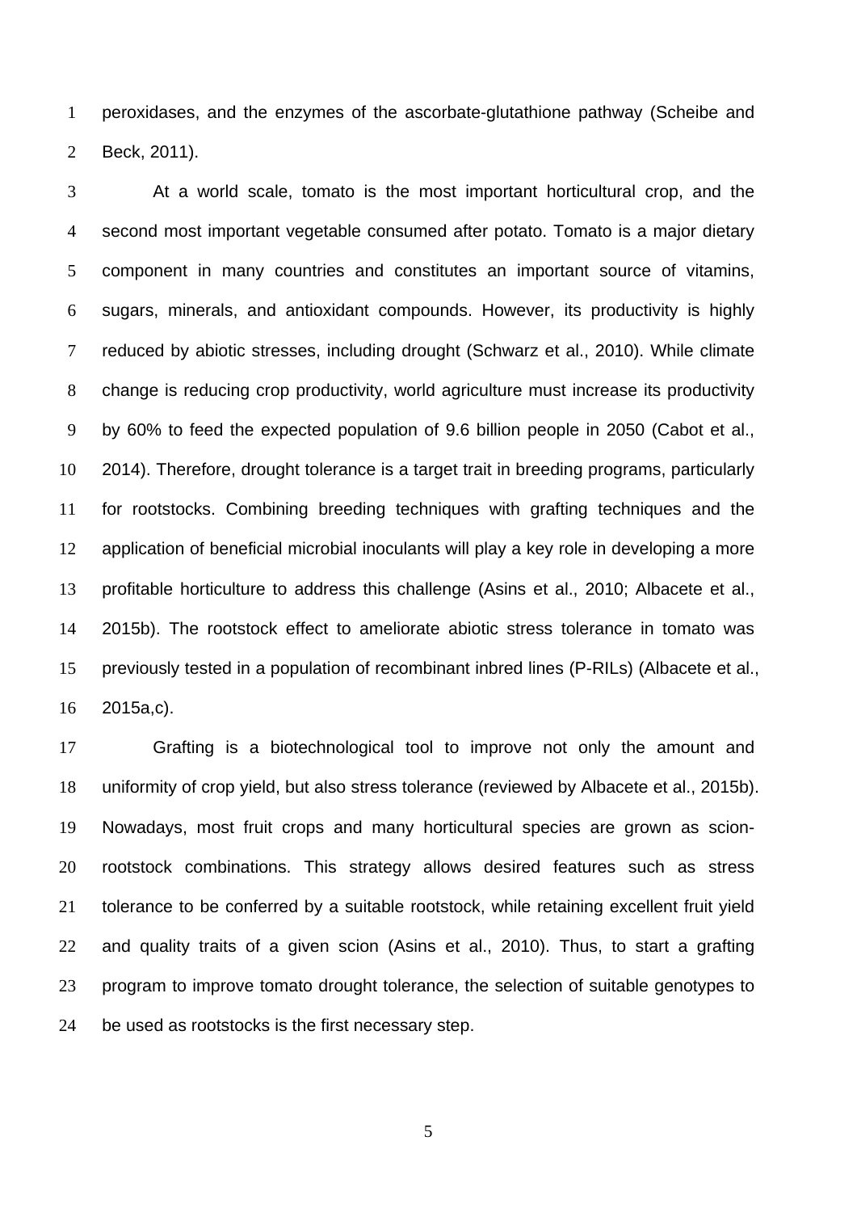peroxidases, and the enzymes of the ascorbate-glutathione pathway (Scheibe and Beck, 2011).

At a world scale, tomato is the most important horticultural crop, and the second most important vegetable consumed after potato. Tomato is a major dietary component in many countries and constitutes an important source of vitamins, sugars, minerals, and antioxidant compounds. However, its productivity is highly reduced by abiotic stresses, including drought (Schwarz et al., 2010). While climate change is reducing crop productivity, world agriculture must increase its productivity by 60% to feed the expected population of 9.6 billion people in 2050 (Cabot et al., 2014). Therefore, drought tolerance is a target trait in breeding programs, particularly for rootstocks. Combining breeding techniques with grafting techniques and the application of beneficial microbial inoculants will play a key role in developing a more profitable horticulture to address this challenge (Asins et al., 2010; Albacete et al., 2015b). The rootstock effect to ameliorate abiotic stress tolerance in tomato was previously tested in a population of recombinant inbred lines (P-RILs) (Albacete et al., 2015a,c).

Grafting is a biotechnological tool to improve not only the amount and uniformity of crop yield, but also stress tolerance (reviewed by Albacete et al., 2015b). Nowadays, most fruit crops and many horticultural species are grown as scion-rootstock combinations. This strategy allows desired features such as stress tolerance to be conferred by a suitable rootstock, while retaining excellent fruit yield and quality traits of a given scion (Asins et al., 2010). Thus, to start a grafting program to improve tomato drought tolerance, the selection of suitable genotypes to be used as rootstocks is the first necessary step.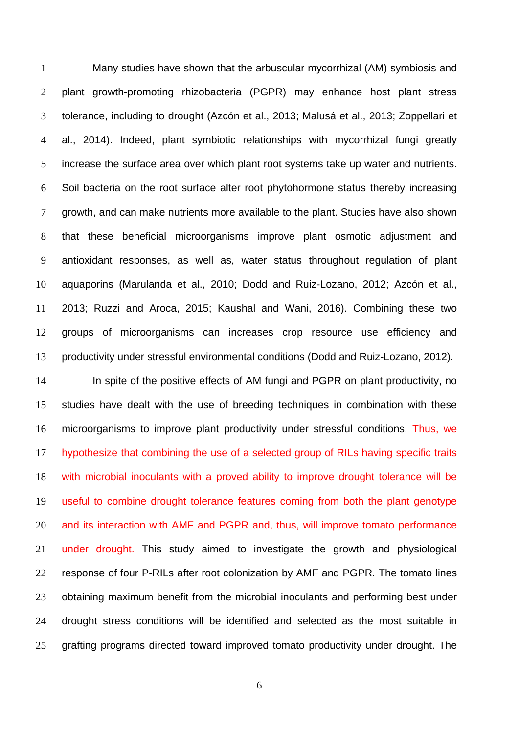Many studies have shown that the arbuscular mycorrhizal (AM) symbiosis and plant growth-promoting rhizobacteria (PGPR) may enhance host plant stress tolerance, including to drought (Azcón et al., 2013; Malusá et al., 2013; Zoppellari et al., 2014). Indeed, plant symbiotic relationships with mycorrhizal fungi greatly increase the surface area over which plant root systems take up water and nutrients. Soil bacteria on the root surface alter root phytohormone status thereby increasing growth, and can make nutrients more available to the plant. Studies have also shown that these beneficial microorganisms improve plant osmotic adjustment and antioxidant responses, as well as, water status throughout regulation of plant aquaporins (Marulanda et al., 2010; Dodd and Ruiz-Lozano, 2012; Azcón et al., 2013; Ruzzi and Aroca, 2015; Kaushal and Wani, 2016). Combining these two groups of microorganisms can increases crop resource use efficiency and productivity under stressful environmental conditions (Dodd and Ruiz-Lozano, 2012).

In spite of the positive effects of AM fungi and PGPR on plant productivity, no studies have dealt with the use of breeding techniques in combination with these microorganisms to improve plant productivity under stressful conditions. Thus, we hypothesize that combining the use of a selected group of RILs having specific traits with microbial inoculants with a proved ability to improve drought tolerance will be useful to combine drought tolerance features coming from both the plant genotype and its interaction with AMF and PGPR and, thus, will improve tomato performance under drought. This study aimed to investigate the growth and physiological response of four P-RILs after root colonization by AMF and PGPR. The tomato lines obtaining maximum benefit from the microbial inoculants and performing best under drought stress conditions will be identified and selected as the most suitable in grafting programs directed toward improved tomato productivity under drought. The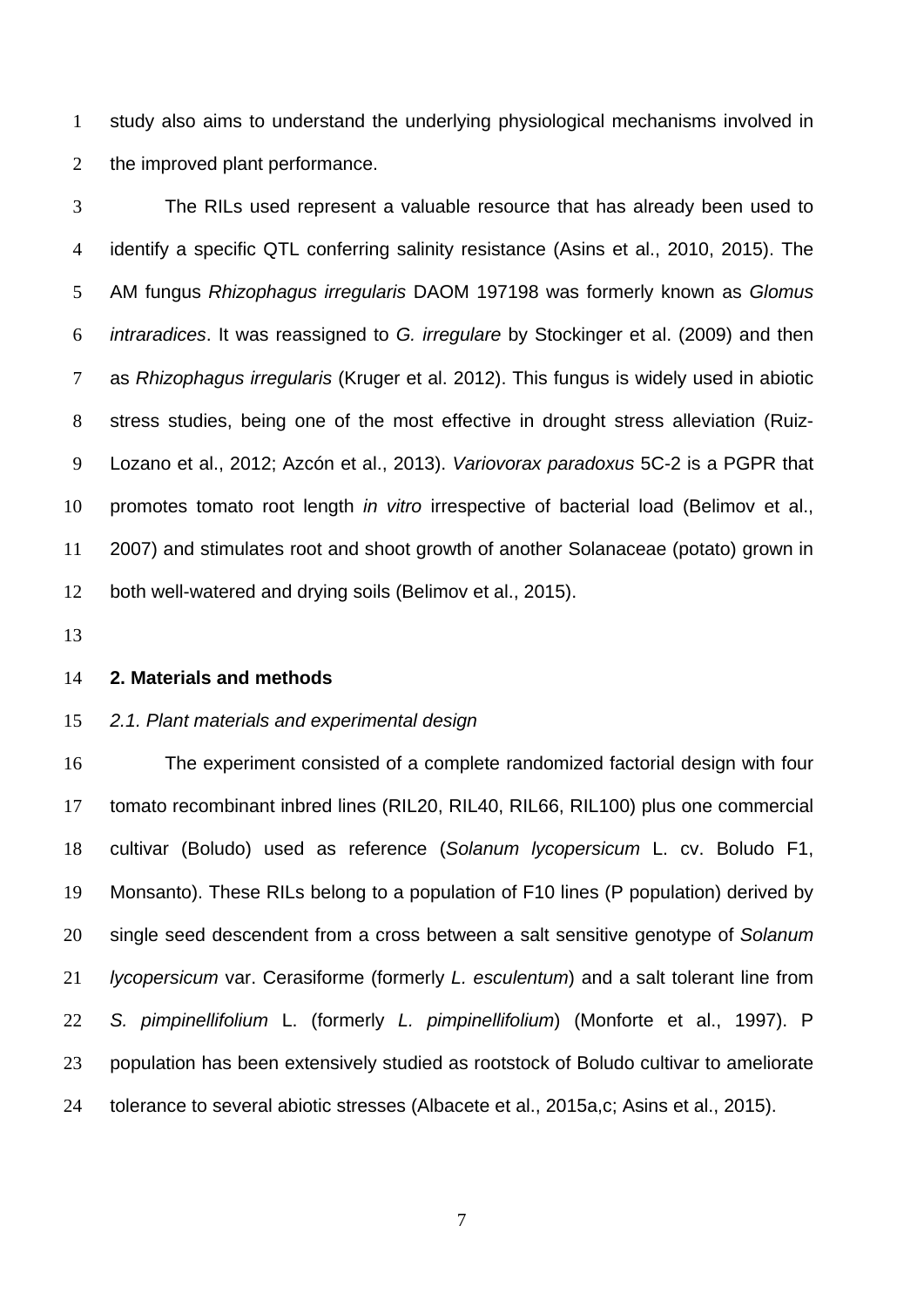study also aims to understand the underlying physiological mechanisms involved in the improved plant performance.

The RILs used represent a valuable resource that has already been used to identify a specific QTL conferring salinity resistance (Asins et al., 2010, 2015). The AM fungus *Rhizophagus irregularis* DAOM 197198 was formerly known as *Glomus intraradices*. It was reassigned to *G. irregulare* by Stockinger et al. (2009) and then as *Rhizophagus irregularis* (Kruger et al. 2012). This fungus is widely used in abiotic stress studies, being one of the most effective in drought stress alleviation (Ruiz-Lozano et al., 2012; Azcón et al., 2013). *Variovorax paradoxus* 5C-2 is a PGPR that promotes tomato root length *in vitro* irrespective of bacterial load (Belimov et al., 2007) and stimulates root and shoot growth of another Solanaceae (potato) grown in both well-watered and drying soils (Belimov et al., 2015).

## 2. Materials and methods

### *2.1. Plant materials and experimental design*

The experiment consisted of a complete randomized factorial design with four tomato recombinant inbred lines (RIL20, RIL40, RIL66, RIL100) plus one commercial cultivar (Boludo) used as reference (*Solanum lycopersicum* L. cv. Boludo F1, Monsanto). These RILs belong to a population of F10 lines (P population) derived by single seed descendent from a cross between a salt sensitive genotype of *Solanum lycopersicum* var. Cerasiforme (formerly *L. esculentum*) and a salt tolerant line from *S. pimpinellifolium* L. (formerly *L. pimpinellifolium*) (Monforte et al., 1997). P population has been extensively studied as rootstock of Boludo cultivar to ameliorate tolerance to several abiotic stresses (Albacete et al., 2015a,c; Asins et al., 2015).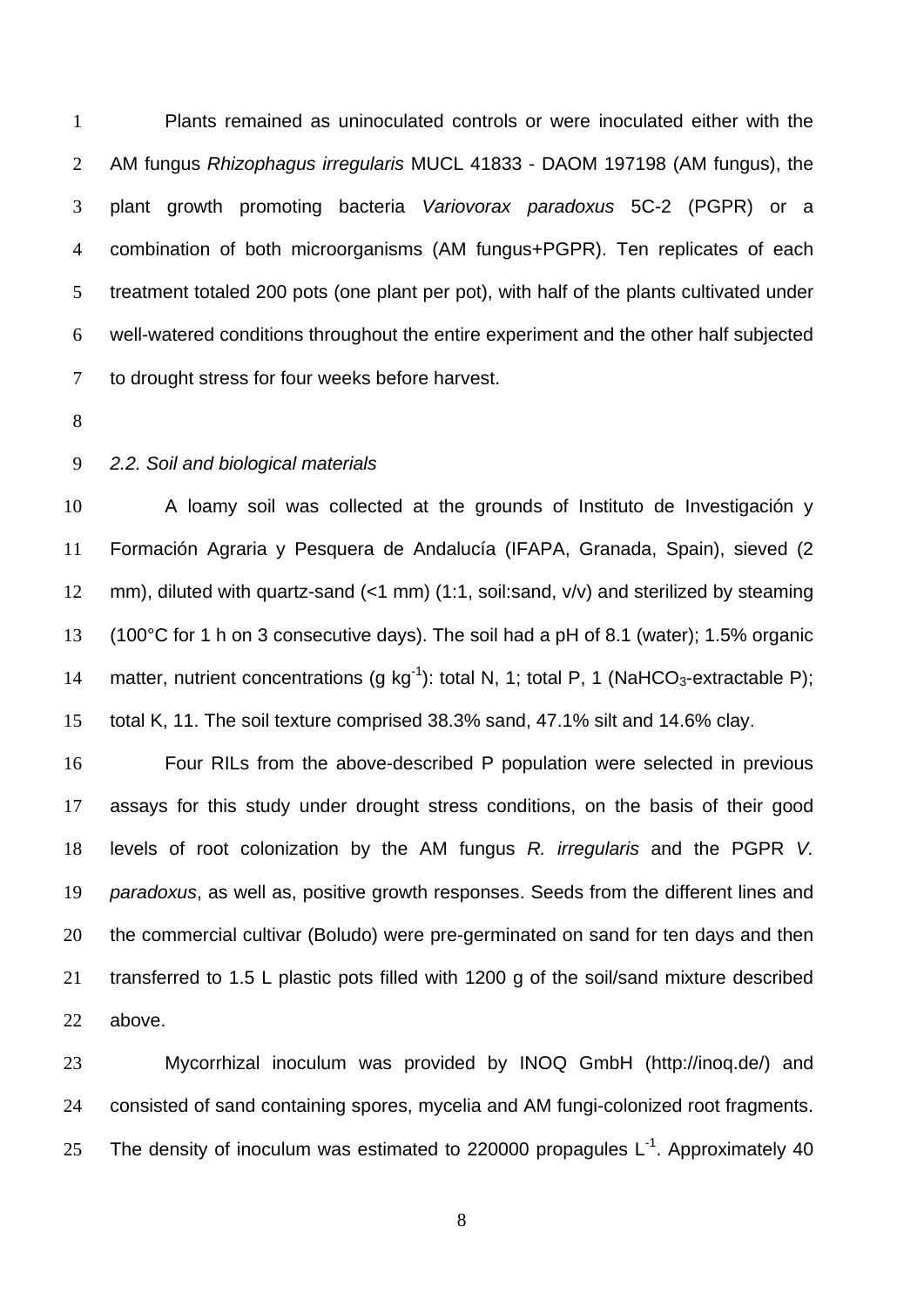Plants remained as uninoculated controls or were inoculated either with the AM fungus *Rhizophagus irregularis* MUCL 41833 - DAOM 197198 (AM fungus), the plant growth promoting bacteria *Variovorax paradoxus* 5C-2 (PGPR) or a combination of both microorganisms (AM fungus+PGPR). Ten replicates of each treatment totaled 200 pots (one plant per pot), with half of the plants cultivated under well-watered conditions throughout the entire experiment and the other half subjected to drought stress for four weeks before harvest.

### *2.2. Soil and biological materials*

A loamy soil was collected at the grounds of Instituto de Investigación y Formación Agraria y Pesquera de Andalucía (IFAPA, Granada, Spain), sieved (2 mm), diluted with quartz-sand (<1 mm) (1:1, soil:sand, v/v) and sterilized by steaming (100°C for 1 h on 3 consecutive days). The soil had a pH of 8.1 (water); 1.5% organic matter, nutrient concentrations (g $kg^{-1}$): total N, 1; total P, 1 ($NaHCO_3$-extractable P); total K, 11. The soil texture comprised 38.3% sand, 47.1% silt and 14.6% clay.

Four RILs from the above-described P population were selected in previous assays for this study under drought stress conditions, on the basis of their good levels of root colonization by the AM fungus *R. irregularis* and the PGPR *V. paradoxus*, as well as, positive growth responses. Seeds from the different lines and the commercial cultivar (Boludo) were pre-germinated on sand for ten days and then transferred to 1.5 L plastic pots filled with 1200 g of the soil/sand mixture described above.

Mycorrhizal inoculum was provided by INOQ GmbH (http://inoq.de/) and consisted of sand containing spores, mycelia and AM fungi-colonized root fragments. The density of inoculum was estimated to 220000 propagules $L^{-1}$. Approximately 40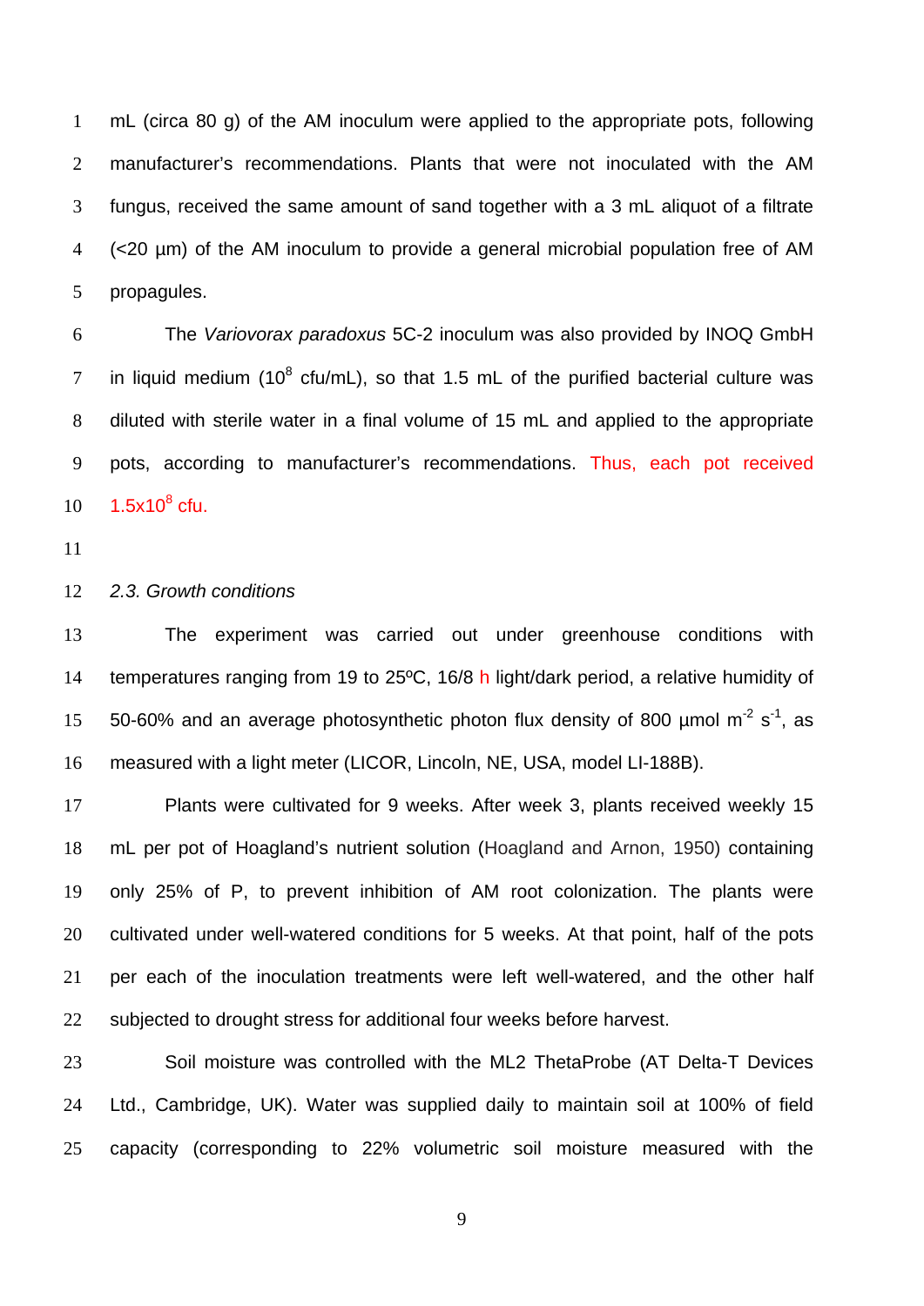mL (circa 80 g) of the AM inoculum were applied to the appropriate pots, following manufacturer's recommendations. Plants that were not inoculated with the AM fungus, received the same amount of sand together with a 3 mL aliquot of a filtrate (<20 µm) of the AM inoculum to provide a general microbial population free of AM propagules.

The *Variovorax paradoxus* 5C-2 inoculum was also provided by INOQ GmbH in liquid medium ($10^8$ cfu/mL), so that 1.5 mL of the purified bacterial culture was diluted with sterile water in a final volume of 15 mL and applied to the appropriate pots, according to manufacturer's recommendations. Thus, each pot received $1.5 \times 10^8$ cfu.

*2.3. Growth conditions*

The experiment was carried out under greenhouse conditions with temperatures ranging from 19 to 25ºC, 16/8 h light/dark period, a relative humidity of 50-60% and an average photosynthetic photon flux density of 800 µmol $m^{-2}$ $s^{-1}$, as measured with a light meter (LICOR, Lincoln, NE, USA, model LI-188B).

Plants were cultivated for 9 weeks. After week 3, plants received weekly 15 mL per pot of Hoagland's nutrient solution (Hoagland and Arnon, 1950) containing only 25% of P, to prevent inhibition of AM root colonization. The plants were cultivated under well-watered conditions for 5 weeks. At that point, half of the pots per each of the inoculation treatments were left well-watered, and the other half subjected to drought stress for additional four weeks before harvest.

Soil moisture was controlled with the ML2 ThetaProbe (AT Delta-T Devices Ltd., Cambridge, UK). Water was supplied daily to maintain soil at 100% of field capacity (corresponding to 22% volumetric soil moisture measured with the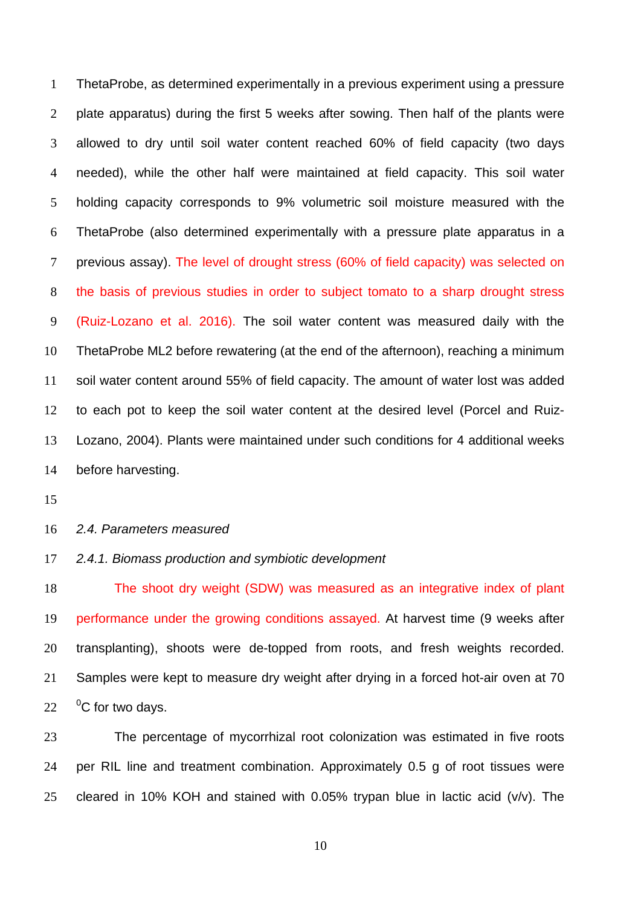ThetaProbe, as determined experimentally in a previous experiment using a pressure plate apparatus) during the first 5 weeks after sowing. Then half of the plants were allowed to dry until soil water content reached 60% of field capacity (two days needed), while the other half were maintained at field capacity. This soil water holding capacity corresponds to 9% volumetric soil moisture measured with the ThetaProbe (also determined experimentally with a pressure plate apparatus in a previous assay). The level of drought stress (60% of field capacity) was selected on the basis of previous studies in order to subject tomato to a sharp drought stress (Ruiz-Lozano et al. 2016). The soil water content was measured daily with the ThetaProbe ML2 before rewatering (at the end of the afternoon), reaching a minimum soil water content around 55% of field capacity. The amount of water lost was added to each pot to keep the soil water content at the desired level (Porcel and Ruiz-Lozano, 2004). Plants were maintained under such conditions for 4 additional weeks before harvesting.

### *2.4. Parameters measured*

#### *2.4.1. Biomass production and symbiotic development*

The shoot dry weight (SDW) was measured as an integrative index of plant performance under the growing conditions assayed. At harvest time (9 weeks after transplanting), shoots were de-topped from roots, and fresh weights recorded. Samples were kept to measure dry weight after drying in a forced hot-air oven at 70 $^{0}$C for two days.

The percentage of mycorrhizal root colonization was estimated in five roots per RIL line and treatment combination. Approximately 0.5 g of root tissues were cleared in 10% KOH and stained with 0.05% trypan blue in lactic acid (v/v). The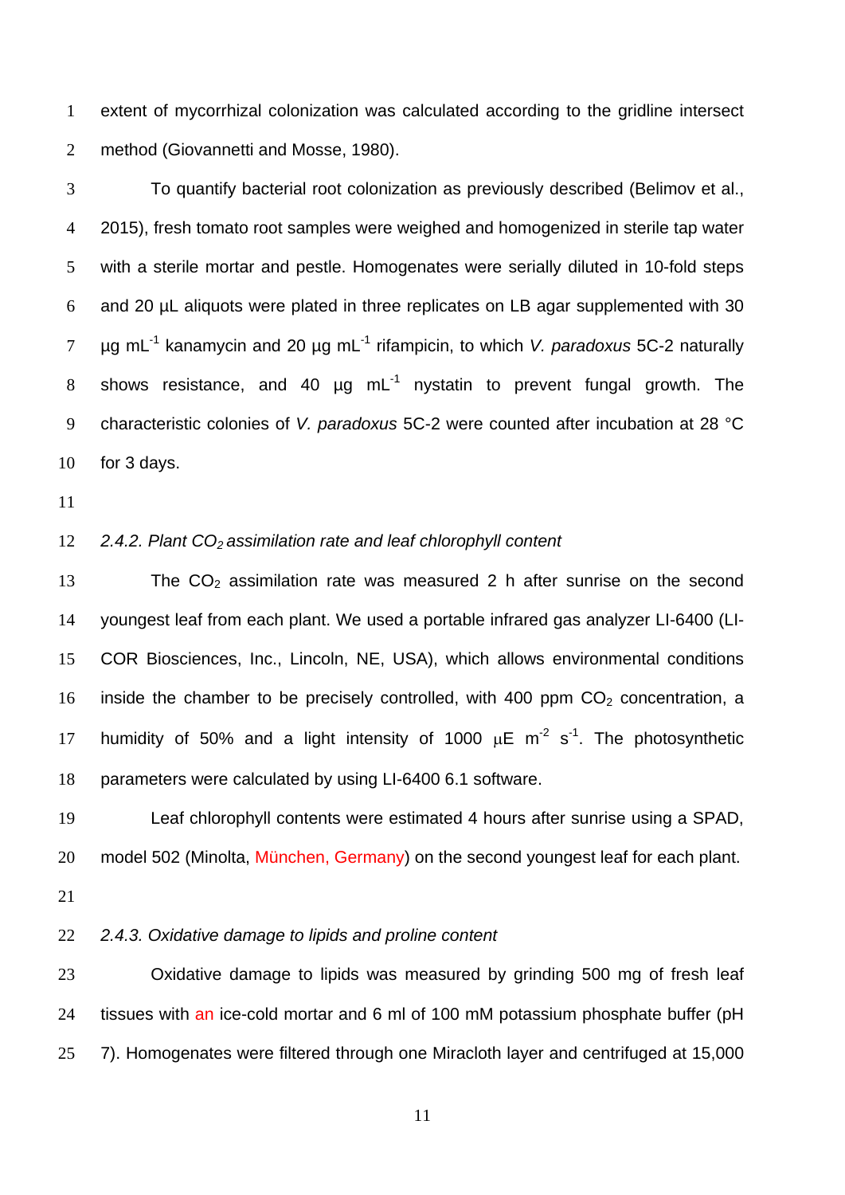extent of mycorrhizal colonization was calculated according to the gridline intersect method (Giovannetti and Mosse, 1980).

To quantify bacterial root colonization as previously described (Belimov et al., 2015), fresh tomato root samples were weighed and homogenized in sterile tap water with a sterile mortar and pestle. Homogenates were serially diluted in 10-fold steps and 20 µL aliquots were plated in three replicates on LB agar supplemented with 30 µg $mL^{-1}$ kanamycin and 20 µg $mL^{-1}$ rifampicin, to which *V. paradoxus* 5C-2 naturally shows resistance, and 40 µg $mL^{-1}$ nystatin to prevent fungal growth. The characteristic colonies of *V. paradoxus* 5C-2 were counted after incubation at 28 °C for 3 days.

### *2.4.2. Plant $CO_2$ assimilation rate and leaf chlorophyll content*

The $CO_2$ assimilation rate was measured 2 h after sunrise on the second youngest leaf from each plant. We used a portable infrared gas analyzer LI-6400 (LI-COR Biosciences, Inc., Lincoln, NE, USA), which allows environmental conditions inside the chamber to be precisely controlled, with 400 ppm $CO_2$ concentration, a humidity of 50% and a light intensity of 1000 µE $m^{-2}$ $s^{-1}$. The photosynthetic parameters were calculated by using LI-6400 6.1 software.

Leaf chlorophyll contents were estimated 4 hours after sunrise using a SPAD, model 502 (Minolta, München, Germany) on the second youngest leaf for each plant.

### *2.4.3. Oxidative damage to lipids and proline content*

Oxidative damage to lipids was measured by grinding 500 mg of fresh leaf tissues with an ice-cold mortar and 6 ml of 100 mM potassium phosphate buffer (pH 7). Homogenates were filtered through one Miracloth layer and centrifuged at 15,000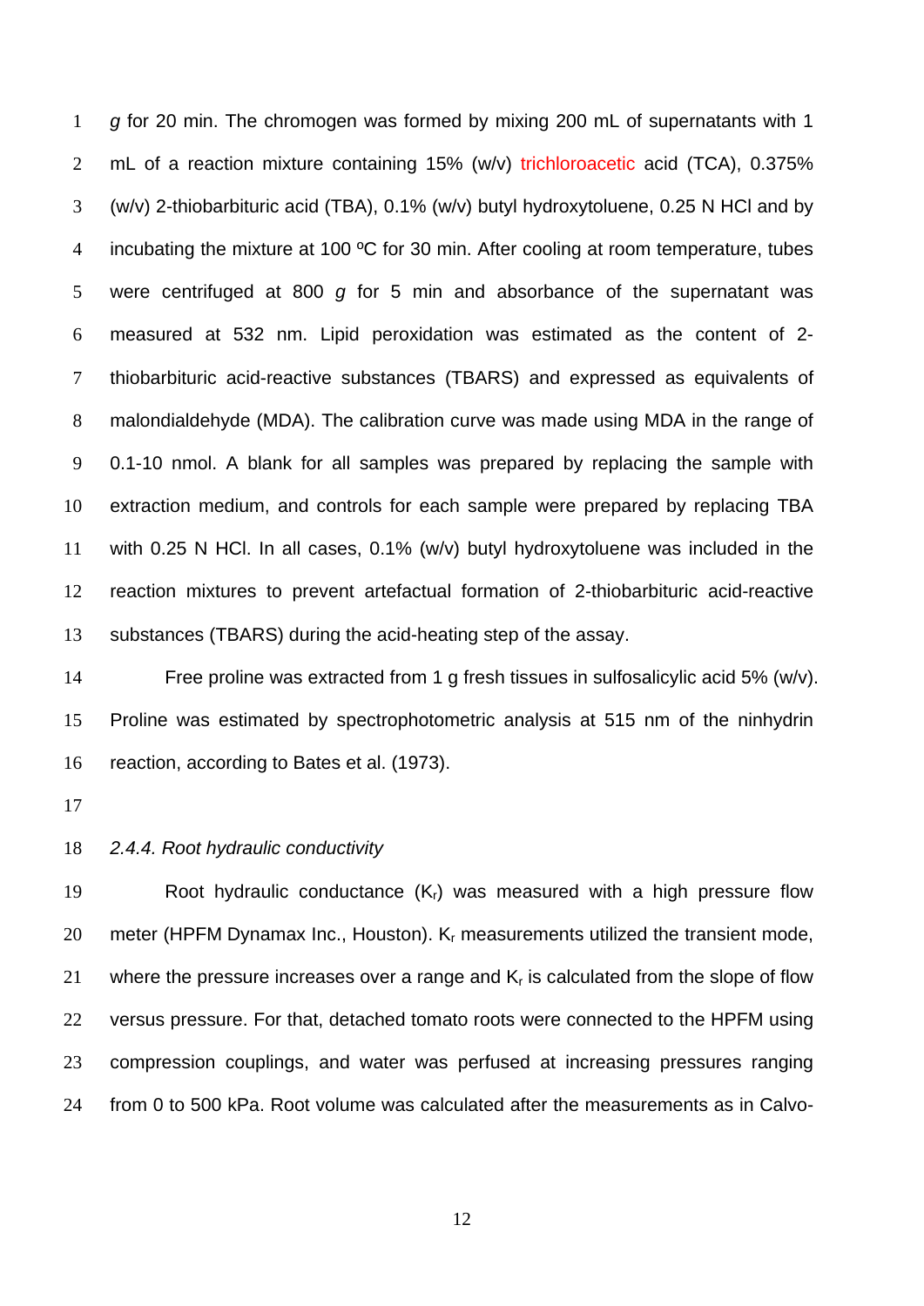*g* for 20 min. The chromogen was formed by mixing 200 mL of supernatants with 1 mL of a reaction mixture containing 15% (w/v) trichloroacetic acid (TCA), 0.375% (w/v) 2-thiobarbituric acid (TBA), 0.1% (w/v) butyl hydroxytoluene, 0.25 N HCl and by incubating the mixture at 100 ºC for 30 min. After cooling at room temperature, tubes were centrifuged at 800 *g* for 5 min and absorbance of the supernatant was measured at 532 nm. Lipid peroxidation was estimated as the content of 2-thiobarbituric acid-reactive substances (TBARS) and expressed as equivalents of malondialdehyde (MDA). The calibration curve was made using MDA in the range of 0.1-10 nmol. A blank for all samples was prepared by replacing the sample with extraction medium, and controls for each sample were prepared by replacing TBA with 0.25 N HCl. In all cases, 0.1% (w/v) butyl hydroxytoluene was included in the reaction mixtures to prevent artefactual formation of 2-thiobarbituric acid-reactive substances (TBARS) during the acid-heating step of the assay.

Free proline was extracted from 1 g fresh tissues in sulfosalicylic acid 5% (w/v). Proline was estimated by spectrophotometric analysis at 515 nm of the ninhydrin reaction, according to Bates et al. (1973).

### *2.4.4. Root hydraulic conductivity*

Root hydraulic conductance ($K_r$) was measured with a high pressure flow meter (HPFM Dynamax Inc., Houston). $K_r$ measurements utilized the transient mode, where the pressure increases over a range and $K_r$ is calculated from the slope of flow versus pressure. For that, detached tomato roots were connected to the HPFM using compression couplings, and water was perfused at increasing pressures ranging from 0 to 500 kPa. Root volume was calculated after the measurements as in Calvo-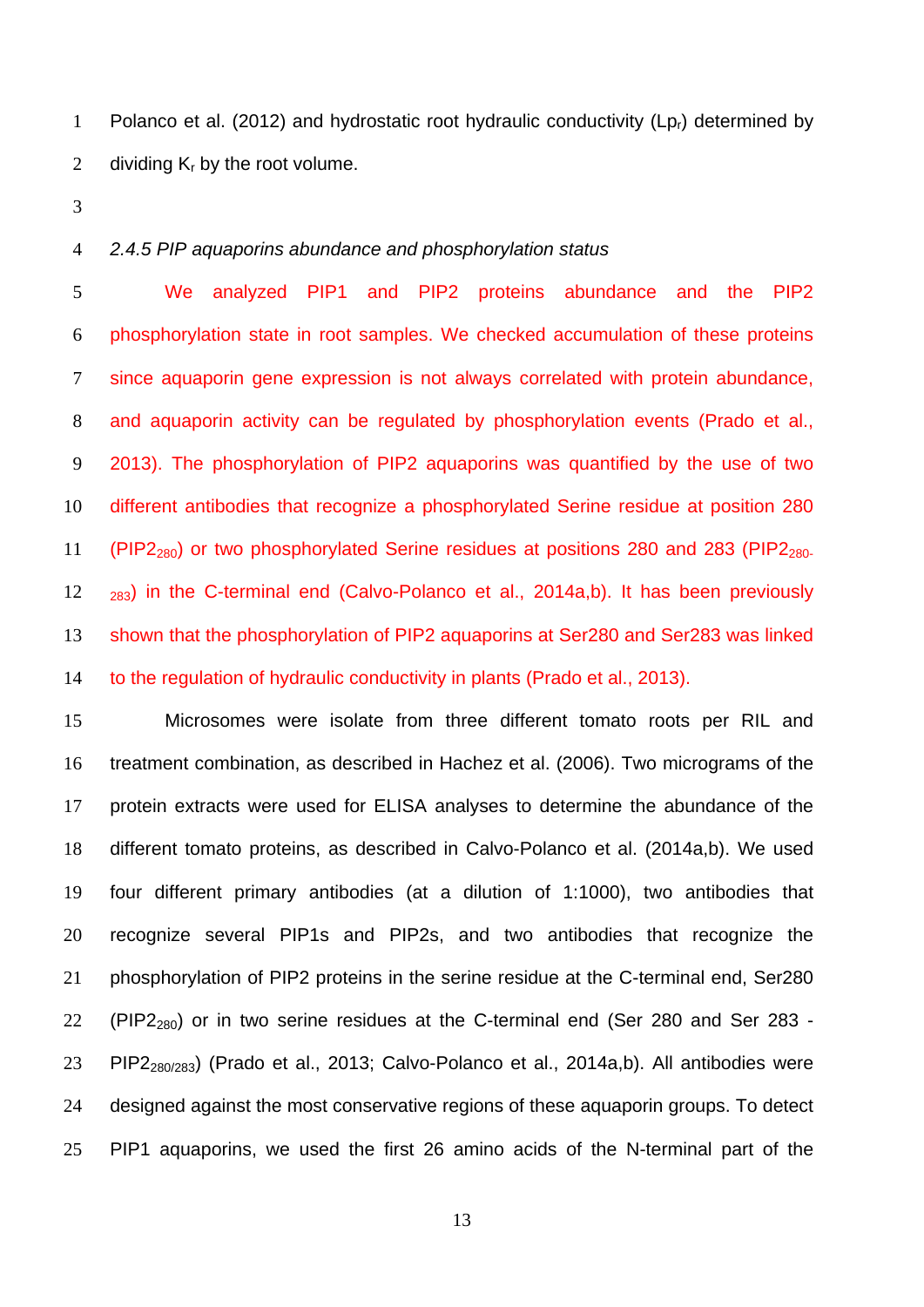Polanco et al. (2012) and hydrostatic root hydraulic conductivity ($Lp_r$) determined by dividing $K_r$ by the root volume.

### *2.4.5 PIP aquaporins abundance and phosphorylation status*

We analyzed PIP1 and PIP2 proteins abundance and the PIP2 phosphorylation state in root samples. We checked accumulation of these proteins since aquaporin gene expression is not always correlated with protein abundance, and aquaporin activity can be regulated by phosphorylation events (Prado et al., 2013). The phosphorylation of PIP2 aquaporins was quantified by the use of two different antibodies that recognize a phosphorylated Serine residue at position 280 ($PIP2_{280}$) or two phosphorylated Serine residues at positions 280 and 283 ($PIP2_{280-283}$) in the C-terminal end (Calvo-Polanco et al., 2014a,b). It has been previously shown that the phosphorylation of PIP2 aquaporins at Ser280 and Ser283 was linked to the regulation of hydraulic conductivity in plants (Prado et al., 2013).

Microsomes were isolate from three different tomato roots per RIL and treatment combination, as described in Hachez et al. (2006). Two micrograms of the protein extracts were used for ELISA analyses to determine the abundance of the different tomato proteins, as described in Calvo-Polanco et al. (2014a,b). We used four different primary antibodies (at a dilution of 1:1000), two antibodies that recognize several PIP1s and PIP2s, and two antibodies that recognize the phosphorylation of PIP2 proteins in the serine residue at the C-terminal end, Ser280 ($PIP2_{280}$) or in two serine residues at the C-terminal end (Ser 280 and Ser 283 - $PIP2_{280/283}$) (Prado et al., 2013; Calvo-Polanco et al., 2014a,b). All antibodies were designed against the most conservative regions of these aquaporin groups. To detect PIP1 aquaporins, we used the first 26 amino acids of the N-terminal part of the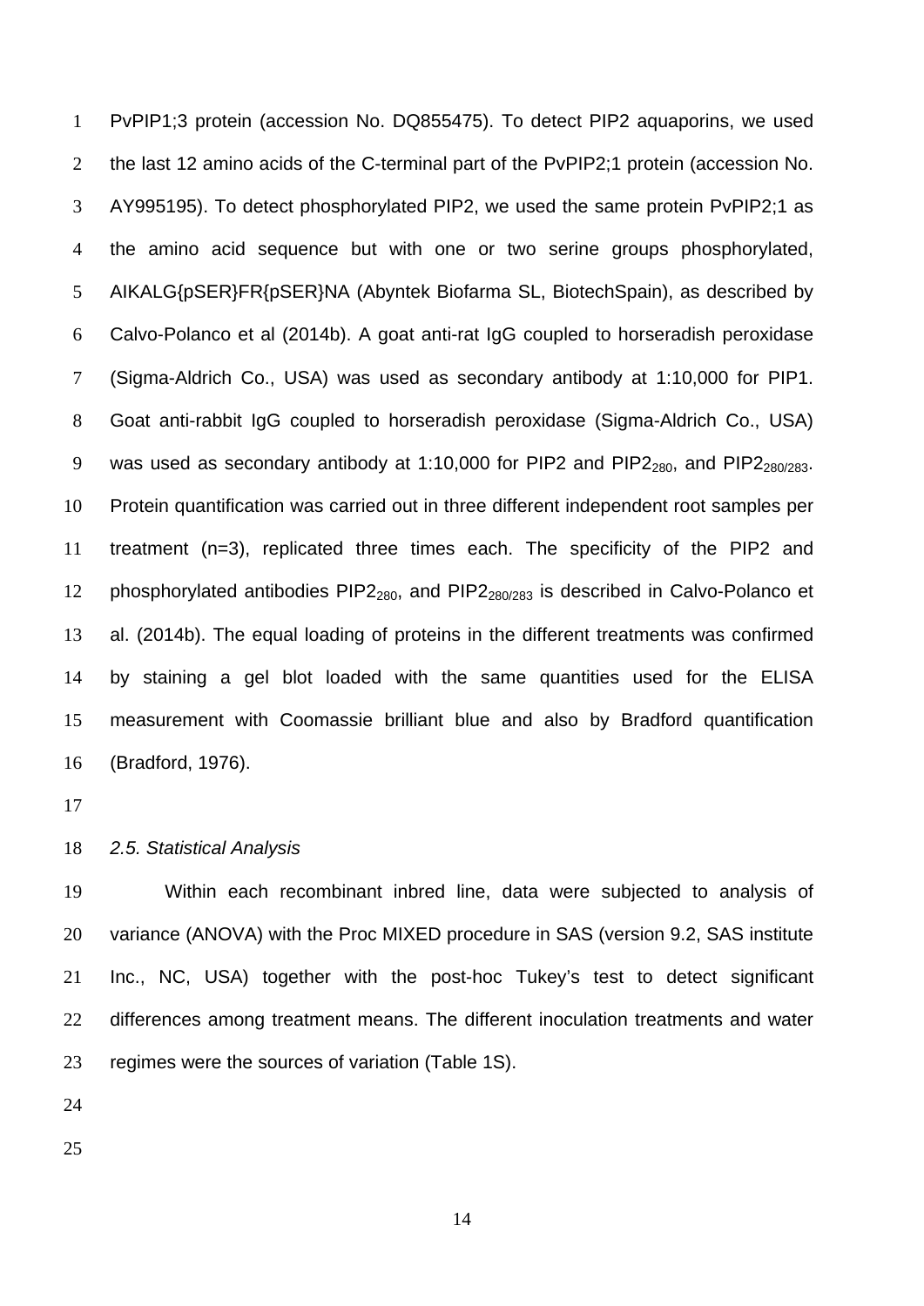PvPIP1;3 protein (accession No. DQ855475). To detect PIP2 aquaporins, we used the last 12 amino acids of the C-terminal part of the PvPIP2;1 protein (accession No. AY995195). To detect phosphorylated PIP2, we used the same protein PvPIP2;1 as the amino acid sequence but with one or two serine groups phosphorylated, AIKALG{pSER}FR{pSER}NA (Abyntek Biofarma SL, BiotechSpain), as described by Calvo-Polanco et al (2014b). A goat anti-rat IgG coupled to horseradish peroxidase (Sigma-Aldrich Co., USA) was used as secondary antibody at 1:10,000 for PIP1. Goat anti-rabbit IgG coupled to horseradish peroxidase (Sigma-Aldrich Co., USA) was used as secondary antibody at 1:10,000 for PIP2 and $PIP2_{280}$, and $PIP2_{280/283}$. Protein quantification was carried out in three different independent root samples per treatment (n=3), replicated three times each. The specificity of the PIP2 and phosphorylated antibodies $PIP2_{280}$, and $PIP2_{280/283}$ is described in Calvo-Polanco et al. (2014b). The equal loading of proteins in the different treatments was confirmed by staining a gel blot loaded with the same quantities used for the ELISA measurement with Coomassie brilliant blue and also by Bradford quantification (Bradford, 1976).

### *2.5. Statistical Analysis*

Within each recombinant inbred line, data were subjected to analysis of variance (ANOVA) with the Proc MIXED procedure in SAS (version 9.2, SAS institute Inc., NC, USA) together with the post-hoc Tukey's test to detect significant differences among treatment means. The different inoculation treatments and water regimes were the sources of variation (Table 1S).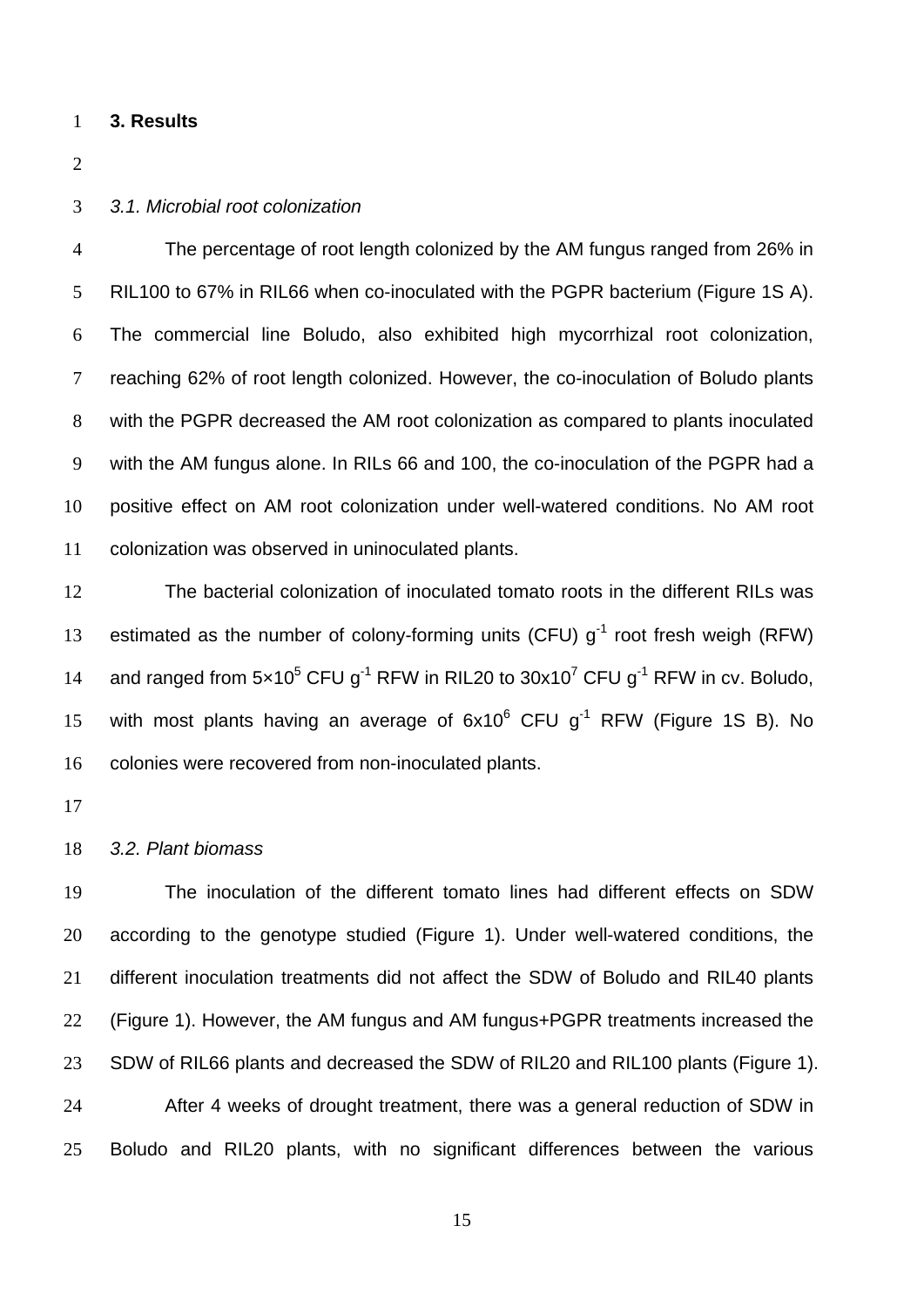## 3. Results

### *3.1. Microbial root colonization*

The percentage of root length colonized by the AM fungus ranged from 26% in RIL100 to 67% in RIL66 when co-inoculated with the PGPR bacterium (Figure 1S A). The commercial line Boludo, also exhibited high mycorrhizal root colonization, reaching 62% of root length colonized. However, the co-inoculation of Boludo plants with the PGPR decreased the AM root colonization as compared to plants inoculated with the AM fungus alone. In RILs 66 and 100, the co-inoculation of the PGPR had a positive effect on AM root colonization under well-watered conditions. No AM root colonization was observed in uninoculated plants.

The bacterial colonization of inoculated tomato roots in the different RILs was estimated as the number of colony-forming units (CFU) $g^{-1}$ root fresh weigh (RFW) and ranged from $5{\times}10^5$ CFU $g^{-1}$ RFW in RIL20 to $30x10^7$ CFU $g^{-1}$ RFW in cv. Boludo, with most plants having an average of $6x10^6$ CFU $g^{-1}$ RFW (Figure 1S B). No colonies were recovered from non-inoculated plants.

### *3.2. Plant biomass*

The inoculation of the different tomato lines had different effects on SDW according to the genotype studied (Figure 1). Under well-watered conditions, the different inoculation treatments did not affect the SDW of Boludo and RIL40 plants (Figure 1). However, the AM fungus and AM fungus+PGPR treatments increased the SDW of RIL66 plants and decreased the SDW of RIL20 and RIL100 plants (Figure 1).

After 4 weeks of drought treatment, there was a general reduction of SDW in Boludo and RIL20 plants, with no significant differences between the various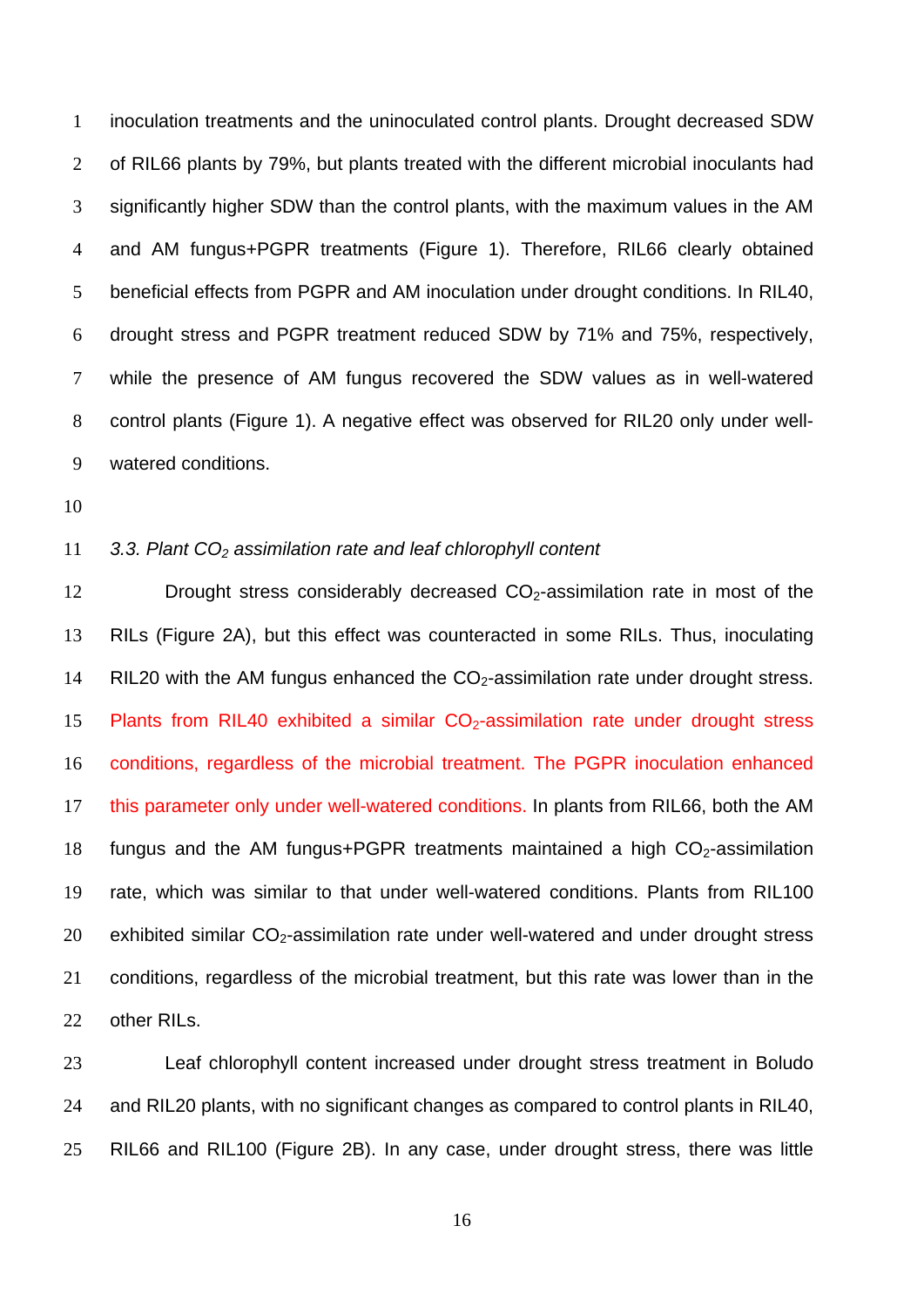inoculation treatments and the uninoculated control plants. Drought decreased SDW of RIL66 plants by 79%, but plants treated with the different microbial inoculants had significantly higher SDW than the control plants, with the maximum values in the AM and AM fungus+PGPR treatments (Figure 1). Therefore, RIL66 clearly obtained beneficial effects from PGPR and AM inoculation under drought conditions. In RIL40, drought stress and PGPR treatment reduced SDW by 71% and 75%, respectively, while the presence of AM fungus recovered the SDW values as in well-watered control plants (Figure 1). A negative effect was observed for RIL20 only under well-watered conditions.

### *3.3. Plant $CO_2$ assimilation rate and leaf chlorophyll content*

Drought stress considerably decreased $CO_2$-assimilation rate in most of the RILs (Figure 2A), but this effect was counteracted in some RILs. Thus, inoculating RIL20 with the AM fungus enhanced the $CO_2$-assimilation rate under drought stress. Plants from RIL40 exhibited a similar $CO_2$-assimilation rate under drought stress conditions, regardless of the microbial treatment. The PGPR inoculation enhanced this parameter only under well-watered conditions. In plants from RIL66, both the AM fungus and the AM fungus+PGPR treatments maintained a high $CO_2$-assimilation rate, which was similar to that under well-watered conditions. Plants from RIL100 exhibited similar $CO_2$-assimilation rate under well-watered and under drought stress conditions, regardless of the microbial treatment, but this rate was lower than in the other RILs.

Leaf chlorophyll content increased under drought stress treatment in Boludo and RIL20 plants, with no significant changes as compared to control plants in RIL40, RIL66 and RIL100 (Figure 2B). In any case, under drought stress, there was little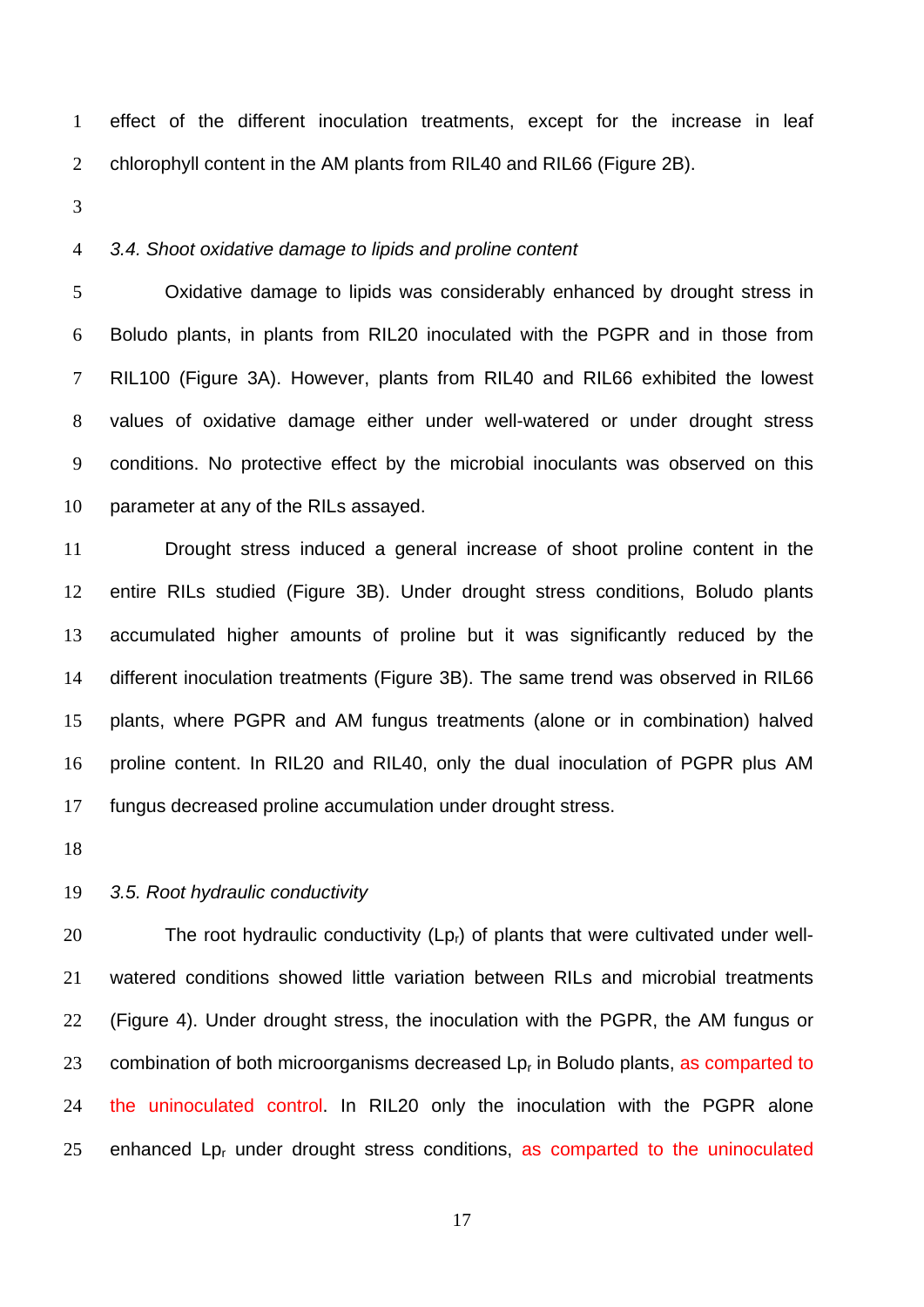effect of the different inoculation treatments, except for the increase in leaf chlorophyll content in the AM plants from RIL40 and RIL66 (Figure 2B).

### *3.4. Shoot oxidative damage to lipids and proline content*

Oxidative damage to lipids was considerably enhanced by drought stress in Boludo plants, in plants from RIL20 inoculated with the PGPR and in those from RIL100 (Figure 3A). However, plants from RIL40 and RIL66 exhibited the lowest values of oxidative damage either under well-watered or under drought stress conditions. No protective effect by the microbial inoculants was observed on this parameter at any of the RILs assayed.

Drought stress induced a general increase of shoot proline content in the entire RILs studied (Figure 3B). Under drought stress conditions, Boludo plants accumulated higher amounts of proline but it was significantly reduced by the different inoculation treatments (Figure 3B). The same trend was observed in RIL66 plants, where PGPR and AM fungus treatments (alone or in combination) halved proline content. In RIL20 and RIL40, only the dual inoculation of PGPR plus AM fungus decreased proline accumulation under drought stress.

### *3.5. Root hydraulic conductivity*

The root hydraulic conductivity ($Lp_r$) of plants that were cultivated under well-watered conditions showed little variation between RILs and microbial treatments (Figure 4). Under drought stress, the inoculation with the PGPR, the AM fungus or combination of both microorganisms decreased $Lp_r$ in Boludo plants, as comparted to the uninoculated control. In RIL20 only the inoculation with the PGPR alone enhanced $Lp_r$ under drought stress conditions, as comparted to the uninoculated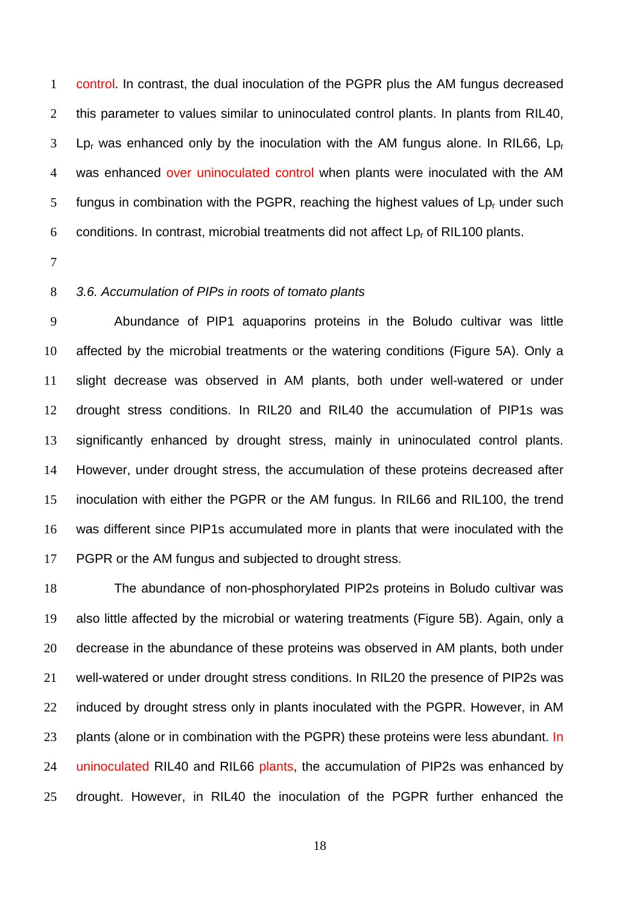control. In contrast, the dual inoculation of the PGPR plus the AM fungus decreased this parameter to values similar to uninoculated control plants. In plants from RIL40, $Lp_r$ was enhanced only by the inoculation with the AM fungus alone. In RIL66, $Lp_r$ was enhanced over uninoculated control when plants were inoculated with the AM fungus in combination with the PGPR, reaching the highest values of $Lp_r$ under such conditions. In contrast, microbial treatments did not affect $Lp_r$ of RIL100 plants.

### *3.6. Accumulation of PIPs in roots of tomato plants*

Abundance of PIP1 aquaporins proteins in the Boludo cultivar was little affected by the microbial treatments or the watering conditions (Figure 5A). Only a slight decrease was observed in AM plants, both under well-watered or under drought stress conditions. In RIL20 and RIL40 the accumulation of PIP1s was significantly enhanced by drought stress, mainly in uninoculated control plants. However, under drought stress, the accumulation of these proteins decreased after inoculation with either the PGPR or the AM fungus. In RIL66 and RIL100, the trend was different since PIP1s accumulated more in plants that were inoculated with the PGPR or the AM fungus and subjected to drought stress.

The abundance of non-phosphorylated PIP2s proteins in Boludo cultivar was also little affected by the microbial or watering treatments (Figure 5B). Again, only a decrease in the abundance of these proteins was observed in AM plants, both under well-watered or under drought stress conditions. In RIL20 the presence of PIP2s was induced by drought stress only in plants inoculated with the PGPR. However, in AM plants (alone or in combination with the PGPR) these proteins were less abundant. In uninoculated RIL40 and RIL66 plants, the accumulation of PIP2s was enhanced by drought. However, in RIL40 the inoculation of the PGPR further enhanced the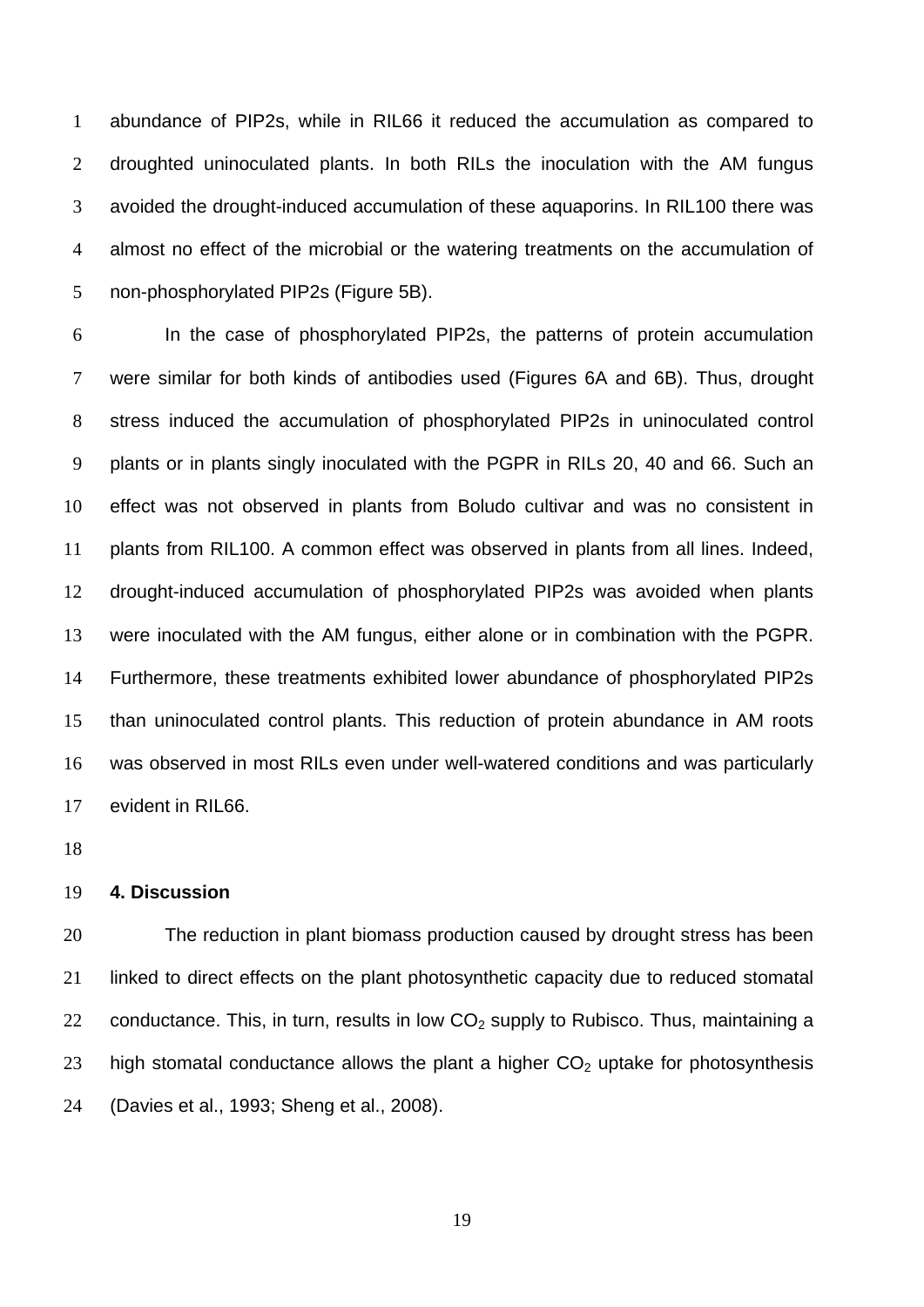abundance of PIP2s, while in RIL66 it reduced the accumulation as compared to droughted uninoculated plants. In both RILs the inoculation with the AM fungus avoided the drought-induced accumulation of these aquaporins. In RIL100 there was almost no effect of the microbial or the watering treatments on the accumulation of non-phosphorylated PIP2s (Figure 5B).

In the case of phosphorylated PIP2s, the patterns of protein accumulation were similar for both kinds of antibodies used (Figures 6A and 6B). Thus, drought stress induced the accumulation of phosphorylated PIP2s in uninoculated control plants or in plants singly inoculated with the PGPR in RILs 20, 40 and 66. Such an effect was not observed in plants from Boludo cultivar and was no consistent in plants from RIL100. A common effect was observed in plants from all lines. Indeed, drought-induced accumulation of phosphorylated PIP2s was avoided when plants were inoculated with the AM fungus, either alone or in combination with the PGPR. Furthermore, these treatments exhibited lower abundance of phosphorylated PIP2s than uninoculated control plants. This reduction of protein abundance in AM roots was observed in most RILs even under well-watered conditions and was particularly evident in RIL66.

## 4. Discussion

The reduction in plant biomass production caused by drought stress has been linked to direct effects on the plant photosynthetic capacity due to reduced stomatal conductance. This, in turn, results in low $CO_2$ supply to Rubisco. Thus, maintaining a high stomatal conductance allows the plant a higher $CO_2$ uptake for photosynthesis (Davies et al., 1993; Sheng et al., 2008).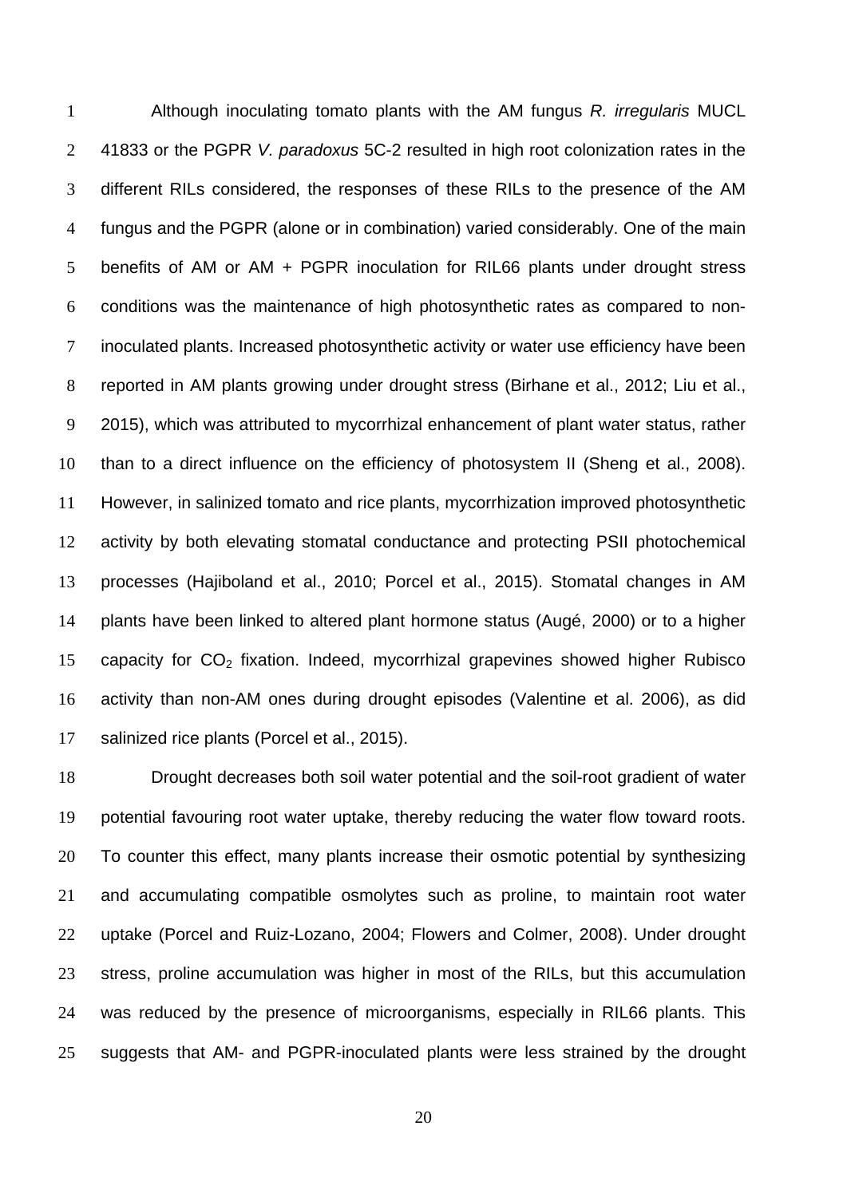Although inoculating tomato plants with the AM fungus *R. irregularis* MUCL 41833 or the PGPR *V. paradoxus* 5C-2 resulted in high root colonization rates in the different RILs considered, the responses of these RILs to the presence of the AM fungus and the PGPR (alone or in combination) varied considerably. One of the main benefits of AM or AM + PGPR inoculation for RIL66 plants under drought stress conditions was the maintenance of high photosynthetic rates as compared to non-inoculated plants. Increased photosynthetic activity or water use efficiency have been reported in AM plants growing under drought stress (Birhane et al., 2012; Liu et al., 2015), which was attributed to mycorrhizal enhancement of plant water status, rather than to a direct influence on the efficiency of photosystem II (Sheng et al., 2008). However, in salinized tomato and rice plants, mycorrhization improved photosynthetic activity by both elevating stomatal conductance and protecting PSII photochemical processes (Hajiboland et al., 2010; Porcel et al., 2015). Stomatal changes in AM plants have been linked to altered plant hormone status (Augé, 2000) or to a higher capacity for $CO_2$ fixation. Indeed, mycorrhizal grapevines showed higher Rubisco activity than non-AM ones during drought episodes (Valentine et al. 2006), as did salinized rice plants (Porcel et al., 2015).

Drought decreases both soil water potential and the soil-root gradient of water potential favouring root water uptake, thereby reducing the water flow toward roots. To counter this effect, many plants increase their osmotic potential by synthesizing and accumulating compatible osmolytes such as proline, to maintain root water uptake (Porcel and Ruiz-Lozano, 2004; Flowers and Colmer, 2008). Under drought stress, proline accumulation was higher in most of the RILs, but this accumulation was reduced by the presence of microorganisms, especially in RIL66 plants. This suggests that AM- and PGPR-inoculated plants were less strained by the drought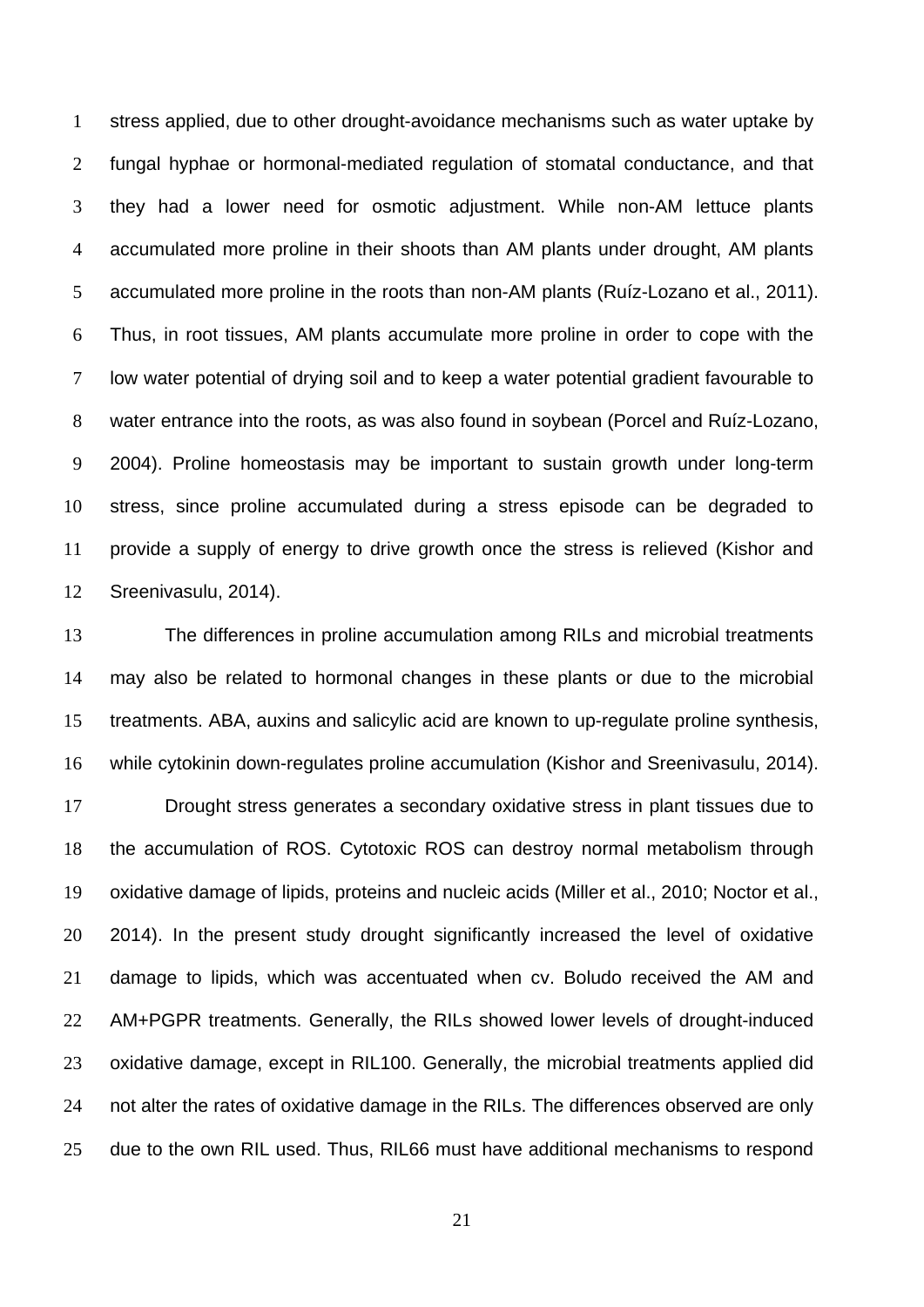stress applied, due to other drought-avoidance mechanisms such as water uptake by fungal hyphae or hormonal-mediated regulation of stomatal conductance, and that they had a lower need for osmotic adjustment. While non-AM lettuce plants accumulated more proline in their shoots than AM plants under drought, AM plants accumulated more proline in the roots than non-AM plants (Ruíz-Lozano et al., 2011). Thus, in root tissues, AM plants accumulate more proline in order to cope with the low water potential of drying soil and to keep a water potential gradient favourable to water entrance into the roots, as was also found in soybean (Porcel and Ruíz-Lozano, 2004). Proline homeostasis may be important to sustain growth under long-term stress, since proline accumulated during a stress episode can be degraded to provide a supply of energy to drive growth once the stress is relieved (Kishor and Sreenivasulu, 2014).

The differences in proline accumulation among RILs and microbial treatments may also be related to hormonal changes in these plants or due to the microbial treatments. ABA, auxins and salicylic acid are known to up-regulate proline synthesis, while cytokinin down-regulates proline accumulation (Kishor and Sreenivasulu, 2014).

Drought stress generates a secondary oxidative stress in plant tissues due to the accumulation of ROS. Cytotoxic ROS can destroy normal metabolism through oxidative damage of lipids, proteins and nucleic acids (Miller et al., 2010; Noctor et al., 2014). In the present study drought significantly increased the level of oxidative damage to lipids, which was accentuated when cv. Boludo received the AM and AM+PGPR treatments. Generally, the RILs showed lower levels of drought-induced oxidative damage, except in RIL100. Generally, the microbial treatments applied did not alter the rates of oxidative damage in the RILs. The differences observed are only due to the own RIL used. Thus, RIL66 must have additional mechanisms to respond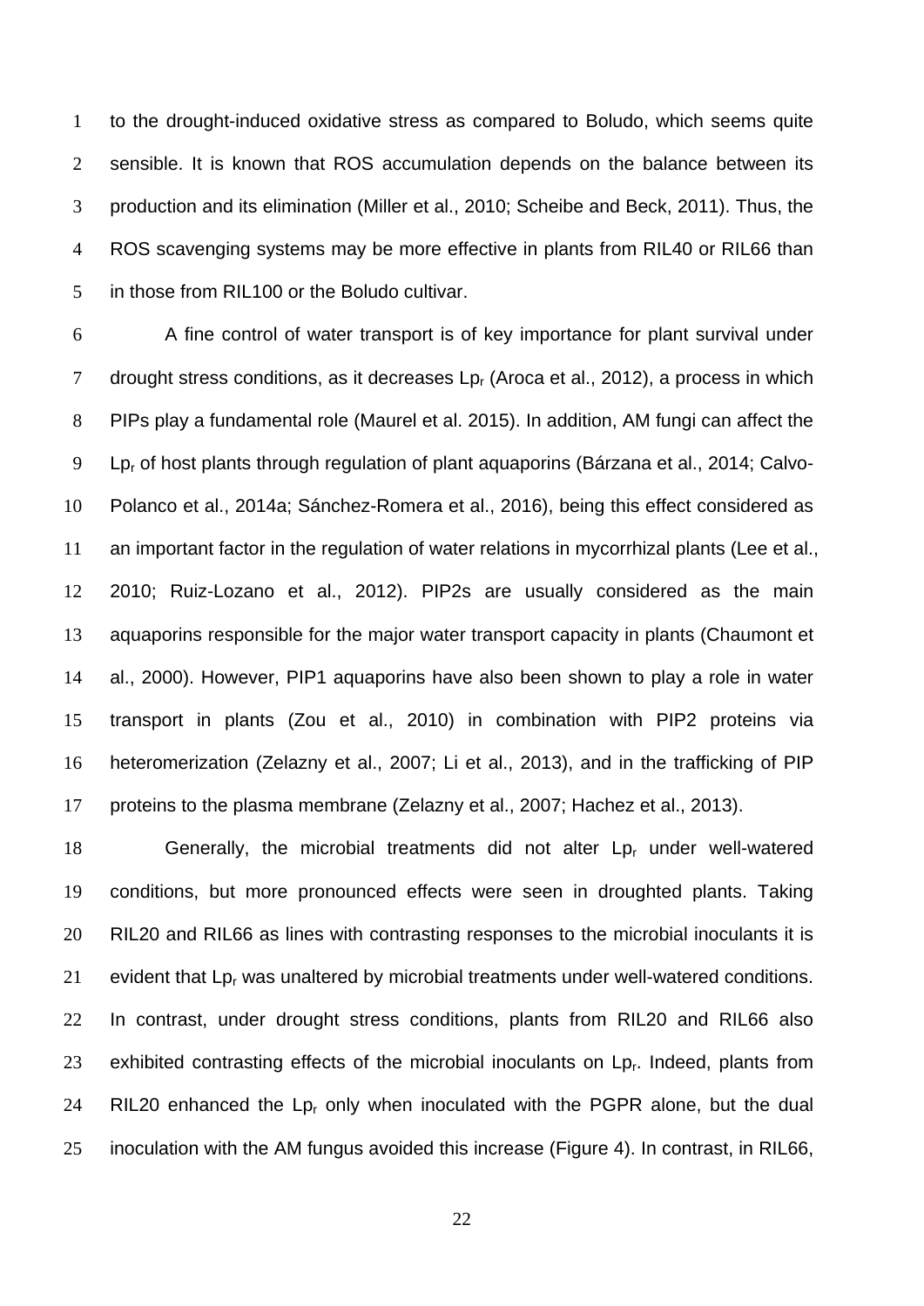to the drought-induced oxidative stress as compared to Boludo, which seems quite sensible. It is known that ROS accumulation depends on the balance between its production and its elimination (Miller et al., 2010; Scheibe and Beck, 2011). Thus, the ROS scavenging systems may be more effective in plants from RIL40 or RIL66 than in those from RIL100 or the Boludo cultivar.

A fine control of water transport is of key importance for plant survival under drought stress conditions, as it decreases $Lp_r$ (Aroca et al., 2012), a process in which PIPs play a fundamental role (Maurel et al. 2015). In addition, AM fungi can affect the $Lp_r$ of host plants through regulation of plant aquaporins (Bárzana et al., 2014; Calvo-Polanco et al., 2014a; Sánchez-Romera et al., 2016), being this effect considered as an important factor in the regulation of water relations in mycorrhizal plants (Lee et al., 2010; Ruiz-Lozano et al., 2012). PIP2s are usually considered as the main aquaporins responsible for the major water transport capacity in plants (Chaumont et al., 2000). However, PIP1 aquaporins have also been shown to play a role in water transport in plants (Zou et al., 2010) in combination with PIP2 proteins via heteromerization (Zelazny et al., 2007; Li et al., 2013), and in the trafficking of PIP proteins to the plasma membrane (Zelazny et al., 2007; Hachez et al., 2013).

Generally, the microbial treatments did not alter $Lp_r$ under well-watered conditions, but more pronounced effects were seen in droughted plants. Taking RIL20 and RIL66 as lines with contrasting responses to the microbial inoculants it is evident that $Lp_r$ was unaltered by microbial treatments under well-watered conditions. In contrast, under drought stress conditions, plants from RIL20 and RIL66 also exhibited contrasting effects of the microbial inoculants on $Lp_r$. Indeed, plants from RIL20 enhanced the $Lp_r$ only when inoculated with the PGPR alone, but the dual inoculation with the AM fungus avoided this increase (Figure 4). In contrast, in RIL66,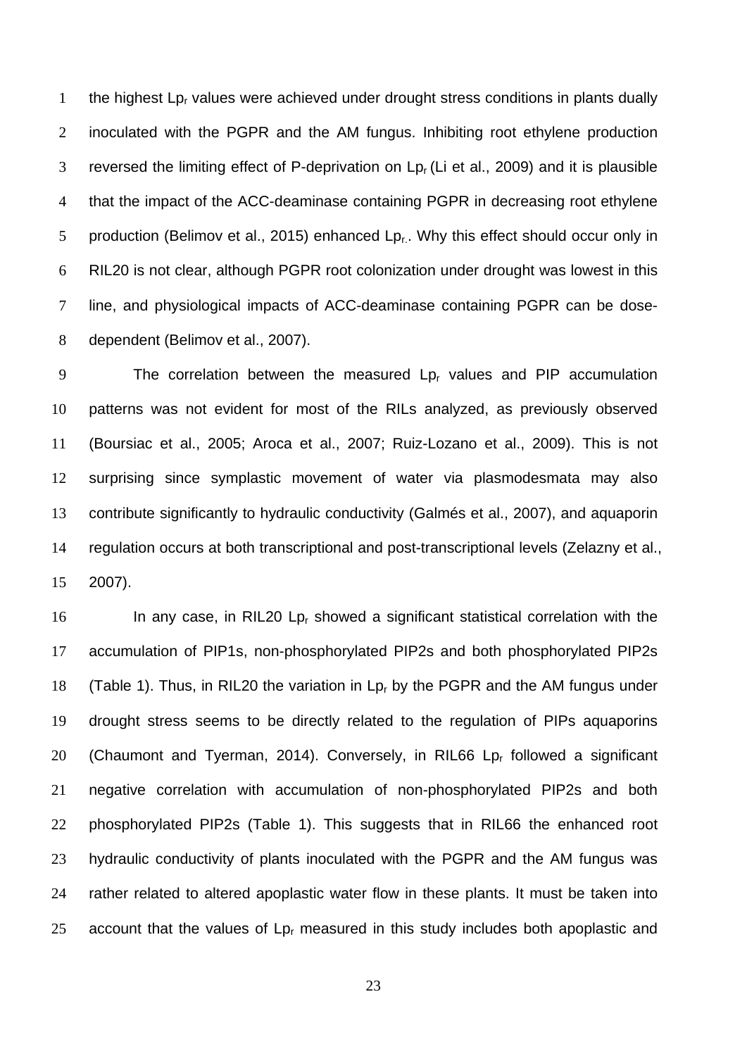the highest $Lp_r$ values were achieved under drought stress conditions in plants dually inoculated with the PGPR and the AM fungus. Inhibiting root ethylene production reversed the limiting effect of P-deprivation on $Lp_r$ (Li et al., 2009) and it is plausible that the impact of the ACC-deaminase containing PGPR in decreasing root ethylene production (Belimov et al., 2015) enhanced $Lp_r$. Why this effect should occur only in RIL20 is not clear, although PGPR root colonization under drought was lowest in this line, and physiological impacts of ACC-deaminase containing PGPR can be dose-dependent (Belimov et al., 2007).

The correlation between the measured $Lp_r$ values and PIP accumulation patterns was not evident for most of the RILs analyzed, as previously observed (Boursiac et al., 2005; Aroca et al., 2007; Ruiz-Lozano et al., 2009). This is not surprising since symplastic movement of water via plasmodesmata may also contribute significantly to hydraulic conductivity (Galmés et al., 2007), and aquaporin regulation occurs at both transcriptional and post-transcriptional levels (Zelazny et al., 2007).

In any case, in RIL20 $Lp_r$ showed a significant statistical correlation with the accumulation of PIP1s, non-phosphorylated PIP2s and both phosphorylated PIP2s (Table 1). Thus, in RIL20 the variation in $Lp_r$ by the PGPR and the AM fungus under drought stress seems to be directly related to the regulation of PIPs aquaporins (Chaumont and Tyerman, 2014). Conversely, in RIL66 $Lp_r$ followed a significant negative correlation with accumulation of non-phosphorylated PIP2s and both phosphorylated PIP2s (Table 1). This suggests that in RIL66 the enhanced root hydraulic conductivity of plants inoculated with the PGPR and the AM fungus was rather related to altered apoplastic water flow in these plants. It must be taken into account that the values of $Lp_r$ measured in this study includes both apoplastic and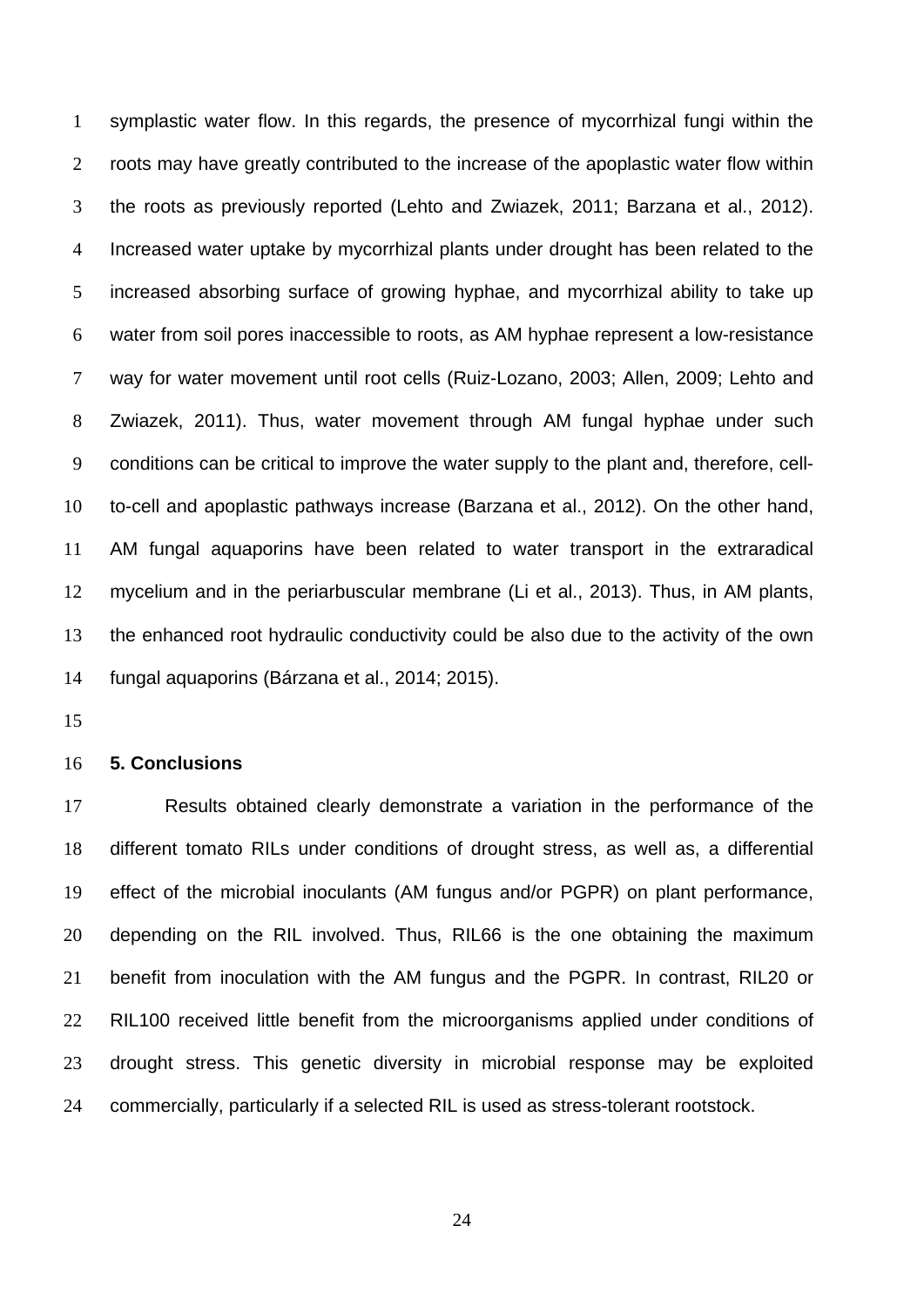symplastic water flow. In this regards, the presence of mycorrhizal fungi within the roots may have greatly contributed to the increase of the apoplastic water flow within the roots as previously reported (Lehto and Zwiazek, 2011; Barzana et al., 2012). Increased water uptake by mycorrhizal plants under drought has been related to the increased absorbing surface of growing hyphae, and mycorrhizal ability to take up water from soil pores inaccessible to roots, as AM hyphae represent a low-resistance way for water movement until root cells (Ruiz-Lozano, 2003; Allen, 2009; Lehto and Zwiazek, 2011). Thus, water movement through AM fungal hyphae under such conditions can be critical to improve the water supply to the plant and, therefore, cell-to-cell and apoplastic pathways increase (Barzana et al., 2012). On the other hand, AM fungal aquaporins have been related to water transport in the extraradical mycelium and in the periarbuscular membrane (Li et al., 2013). Thus, in AM plants, the enhanced root hydraulic conductivity could be also due to the activity of the own fungal aquaporins (Bárzana et al., 2014; 2015).

## 5. Conclusions

Results obtained clearly demonstrate a variation in the performance of the different tomato RILs under conditions of drought stress, as well as, a differential effect of the microbial inoculants (AM fungus and/or PGPR) on plant performance, depending on the RIL involved. Thus, RIL66 is the one obtaining the maximum benefit from inoculation with the AM fungus and the PGPR. In contrast, RIL20 or RIL100 received little benefit from the microorganisms applied under conditions of drought stress. This genetic diversity in microbial response may be exploited commercially, particularly if a selected RIL is used as stress-tolerant rootstock.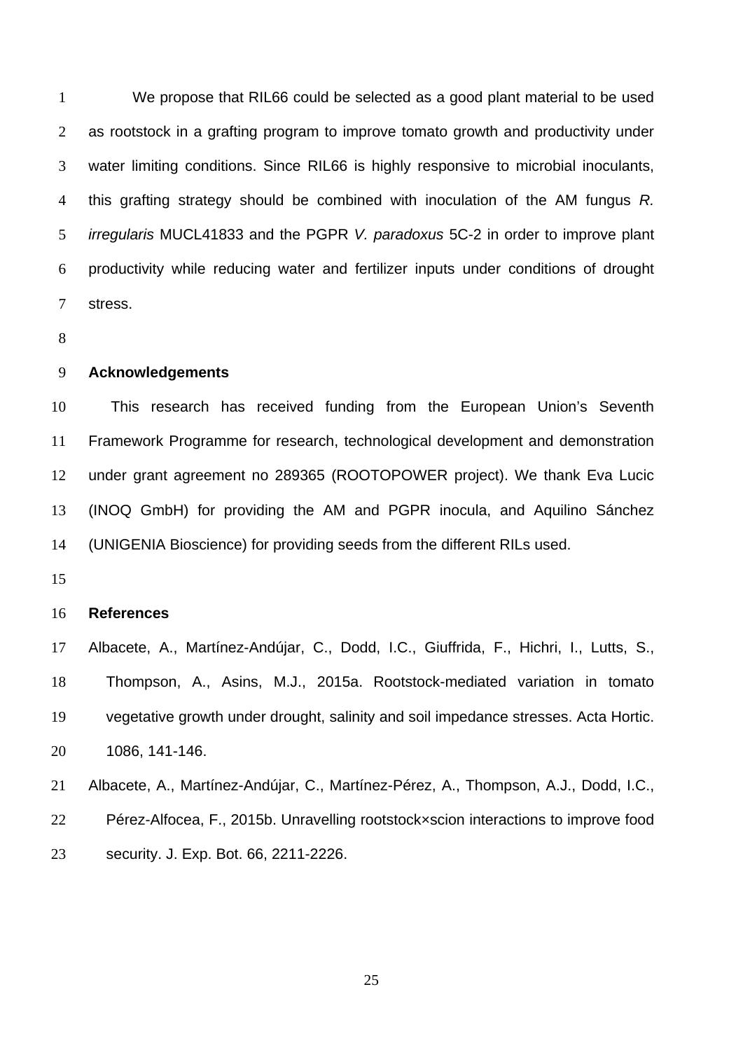We propose that RIL66 could be selected as a good plant material to be used as rootstock in a grafting program to improve tomato growth and productivity under water limiting conditions. Since RIL66 is highly responsive to microbial inoculants, this grafting strategy should be combined with inoculation of the AM fungus *R. irregularis* MUCL41833 and the PGPR *V. paradoxus* 5C-2 in order to improve plant productivity while reducing water and fertilizer inputs under conditions of drought stress.

## Acknowledgements

This research has received funding from the European Union's Seventh Framework Programme for research, technological development and demonstration under grant agreement no 289365 (ROOTOPOWER project). We thank Eva Lucic (INOQ GmbH) for providing the AM and PGPR inocula, and Aquilino Sánchez (UNIGENIA Bioscience) for providing seeds from the different RILs used.

## References

Albacete, A., Martínez-Andújar, C., Dodd, I.C., Giuffrida, F., Hichri, I., Lutts, S., Thompson, A., Asins, M.J., 2015a. Rootstock-mediated variation in tomato vegetative growth under drought, salinity and soil impedance stresses. Acta Hortic. 1086, 141-146.

Albacete, A., Martínez-Andújar, C., Martínez-Pérez, A., Thompson, A.J., Dodd, I.C., Pérez-Alfocea, F., 2015b. Unravelling rootstock×scion interactions to improve food security. J. Exp. Bot. 66, 2211-2226.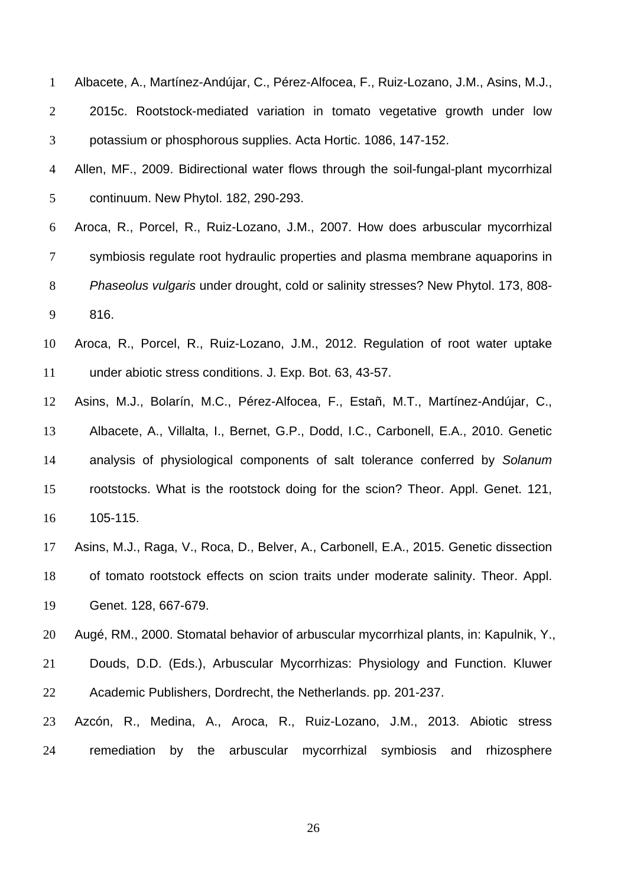Albacete, A., Martínez-Andújar, C., Pérez-Alfocea, F., Ruiz-Lozano, J.M., Asins, M.J., 2015c. Rootstock-mediated variation in tomato vegetative growth under low potassium or phosphorous supplies. Acta Hortic. 1086, 147-152.

Allen, MF., 2009. Bidirectional water flows through the soil-fungal-plant mycorrhizal continuum. New Phytol. 182, 290-293.

Aroca, R., Porcel, R., Ruiz-Lozano, J.M., 2007. How does arbuscular mycorrhizal symbiosis regulate root hydraulic properties and plasma membrane aquaporins in *Phaseolus vulgaris* under drought, cold or salinity stresses? New Phytol. 173, 808-816.

Aroca, R., Porcel, R., Ruiz-Lozano, J.M., 2012. Regulation of root water uptake under abiotic stress conditions. J. Exp. Bot. 63, 43-57.

Asins, M.J., Bolarín, M.C., Pérez-Alfocea, F., Estañ, M.T., Martínez-Andújar, C., Albacete, A., Villalta, I., Bernet, G.P., Dodd, I.C., Carbonell, E.A., 2010. Genetic analysis of physiological components of salt tolerance conferred by *Solanum* rootstocks. What is the rootstock doing for the scion? Theor. Appl. Genet. 121, 105-115.

Asins, M.J., Raga, V., Roca, D., Belver, A., Carbonell, E.A., 2015. Genetic dissection of tomato rootstock effects on scion traits under moderate salinity. Theor. Appl. Genet. 128, 667-679.

Augé, RM., 2000. Stomatal behavior of arbuscular mycorrhizal plants, in: Kapulnik, Y., Douds, D.D. (Eds.), Arbuscular Mycorrhizas: Physiology and Function. Kluwer Academic Publishers, Dordrecht, the Netherlands. pp. 201-237.

Azcón, R., Medina, A., Aroca, R., Ruiz-Lozano, J.M., 2013. Abiotic stress remediation by the arbuscular mycorrhizal symbiosis and rhizosphere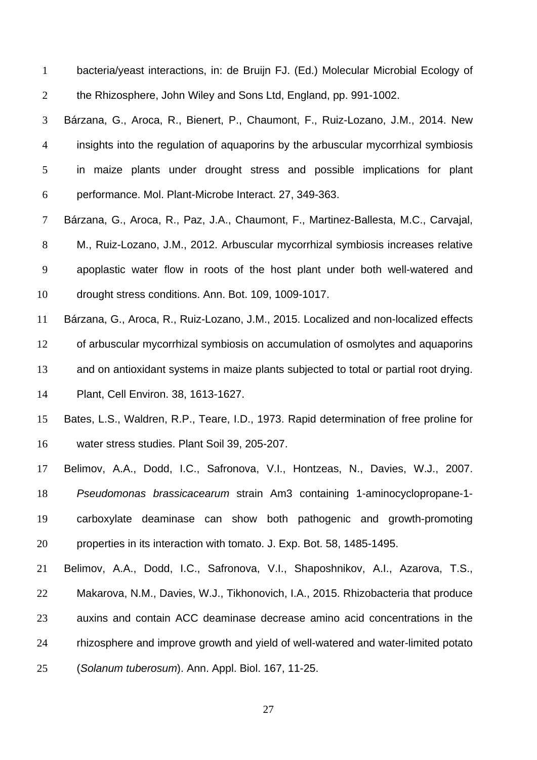bacteria/yeast interactions, in: de Bruijn FJ. (Ed.) Molecular Microbial Ecology of the Rhizosphere, John Wiley and Sons Ltd, England, pp. 991-1002.

Bárzana, G., Aroca, R., Bienert, P., Chaumont, F., Ruiz-Lozano, J.M., 2014. New insights into the regulation of aquaporins by the arbuscular mycorrhizal symbiosis in maize plants under drought stress and possible implications for plant performance. Mol. Plant-Microbe Interact. 27, 349-363.

Bárzana, G., Aroca, R., Paz, J.A., Chaumont, F., Martinez-Ballesta, M.C., Carvajal, M., Ruiz-Lozano, J.M., 2012. Arbuscular mycorrhizal symbiosis increases relative apoplastic water flow in roots of the host plant under both well-watered and drought stress conditions. Ann. Bot. 109, 1009-1017.

Bárzana, G., Aroca, R., Ruiz-Lozano, J.M., 2015. Localized and non-localized effects of arbuscular mycorrhizal symbiosis on accumulation of osmolytes and aquaporins and on antioxidant systems in maize plants subjected to total or partial root drying. Plant, Cell Environ. 38, 1613-1627.

Bates, L.S., Waldren, R.P., Teare, I.D., 1973. Rapid determination of free proline for water stress studies. Plant Soil 39, 205-207.

Belimov, A.A., Dodd, I.C., Safronova, V.I., Hontzeas, N., Davies, W.J., 2007. *Pseudomonas brassicacearum* strain Am3 containing 1-aminocyclopropane-1-carboxylate deaminase can show both pathogenic and growth-promoting properties in its interaction with tomato. J. Exp. Bot. 58, 1485-1495.

Belimov, A.A., Dodd, I.C., Safronova, V.I., Shaposhnikov, A.I., Azarova, T.S., Makarova, N.M., Davies, W.J., Tikhonovich, I.A., 2015. Rhizobacteria that produce auxins and contain ACC deaminase decrease amino acid concentrations in the rhizosphere and improve growth and yield of well-watered and water-limited potato (*Solanum tuberosum*). Ann. Appl. Biol. 167, 11-25.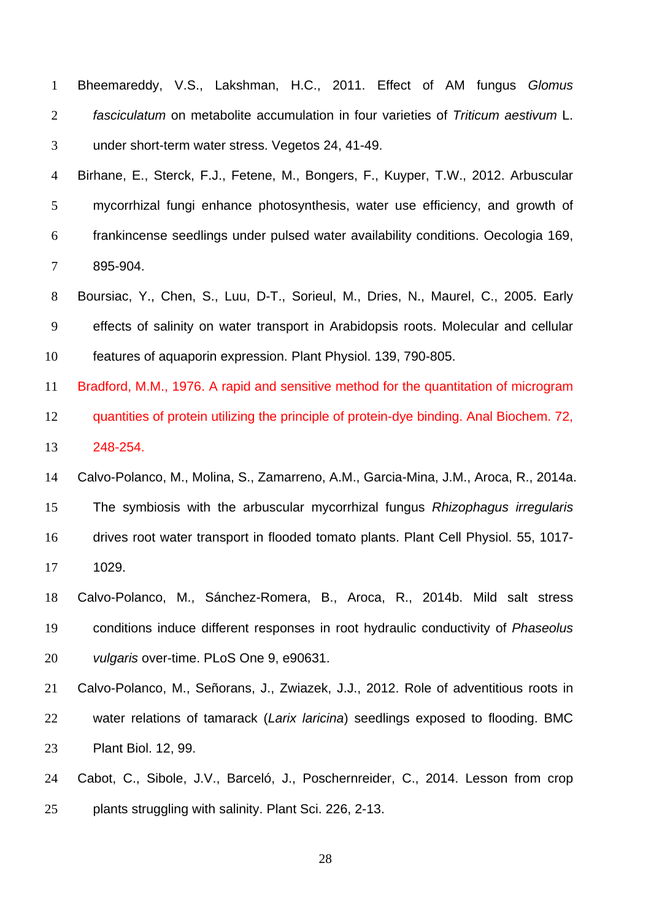Bheemareddy, V.S., Lakshman, H.C., 2011. Effect of AM fungus *Glomus fasciculatum* on metabolite accumulation in four varieties of *Triticum aestivum* L. under short-term water stress. Vegetos 24, 41-49.

Birhane, E., Sterck, F.J., Fetene, M., Bongers, F., Kuyper, T.W., 2012. Arbuscular mycorrhizal fungi enhance photosynthesis, water use efficiency, and growth of frankincense seedlings under pulsed water availability conditions. Oecologia 169, 895-904.

Boursiac, Y., Chen, S., Luu, D-T., Sorieul, M., Dries, N., Maurel, C., 2005. Early effects of salinity on water transport in Arabidopsis roots. Molecular and cellular features of aquaporin expression. Plant Physiol. 139, 790-805.

Bradford, M.M., 1976. A rapid and sensitive method for the quantitation of microgram quantities of protein utilizing the principle of protein-dye binding. Anal Biochem. 72, 248-254.

Calvo-Polanco, M., Molina, S., Zamarreno, A.M., Garcia-Mina, J.M., Aroca, R., 2014a. The symbiosis with the arbuscular mycorrhizal fungus *Rhizophagus irregularis* drives root water transport in flooded tomato plants. Plant Cell Physiol. 55, 1017-1029.

Calvo-Polanco, M., Sánchez-Romera, B., Aroca, R., 2014b. Mild salt stress conditions induce different responses in root hydraulic conductivity of *Phaseolus vulgaris* over-time. PLoS One 9, e90631.

Calvo-Polanco, M., Señorans, J., Zwiazek, J.J., 2012. Role of adventitious roots in water relations of tamarack (*Larix laricina*) seedlings exposed to flooding. BMC Plant Biol. 12, 99.

Cabot, C., Sibole, J.V., Barceló, J., Poschernreider, C., 2014. Lesson from crop plants struggling with salinity. Plant Sci. 226, 2-13.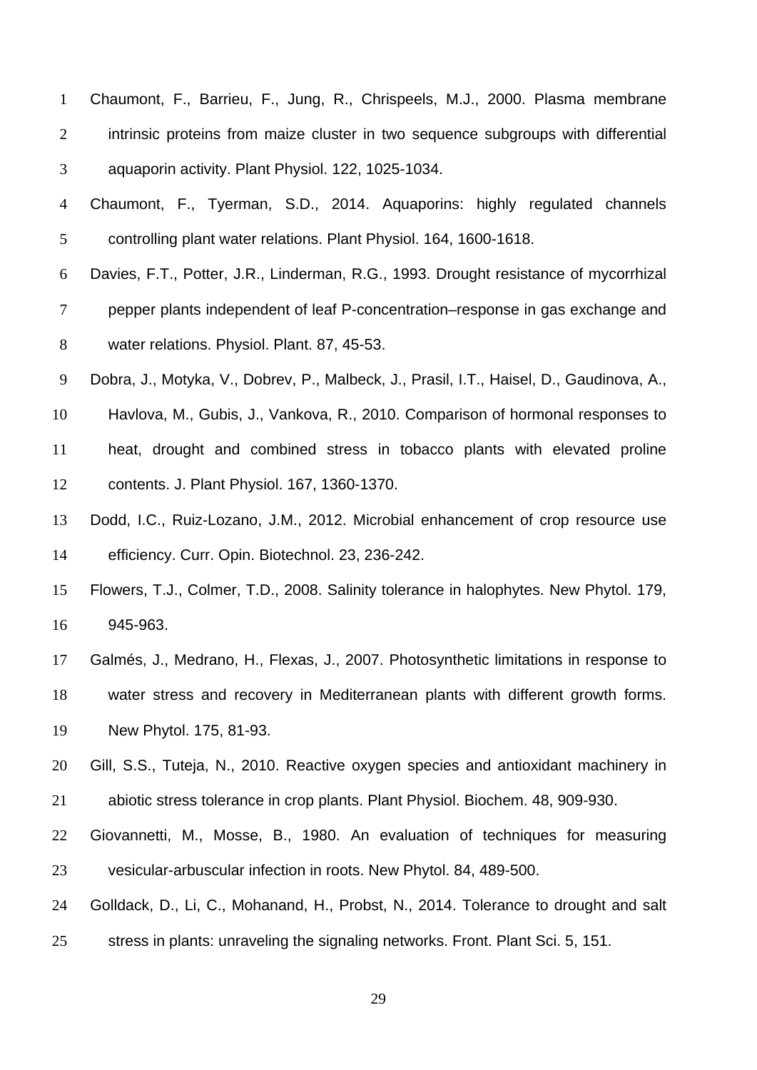Chaumont, F., Barrieu, F., Jung, R., Chrispeels, M.J., 2000. Plasma membrane intrinsic proteins from maize cluster in two sequence subgroups with differential aquaporin activity. Plant Physiol. 122, 1025-1034.

Chaumont, F., Tyerman, S.D., 2014. Aquaporins: highly regulated channels controlling plant water relations. Plant Physiol. 164, 1600-1618.

Davies, F.T., Potter, J.R., Linderman, R.G., 1993. Drought resistance of mycorrhizal pepper plants independent of leaf P-concentration–response in gas exchange and water relations. Physiol. Plant. 87, 45-53.

Dobra, J., Motyka, V., Dobrev, P., Malbeck, J., Prasil, I.T., Haisel, D., Gaudinova, A., Havlova, M., Gubis, J., Vankova, R., 2010. Comparison of hormonal responses to heat, drought and combined stress in tobacco plants with elevated proline contents. J. Plant Physiol. 167, 1360-1370.

Dodd, I.C., Ruiz-Lozano, J.M., 2012. Microbial enhancement of crop resource use efficiency. Curr. Opin. Biotechnol. 23, 236-242.

Flowers, T.J., Colmer, T.D., 2008. Salinity tolerance in halophytes. New Phytol. 179, 945-963.

Galmés, J., Medrano, H., Flexas, J., 2007. Photosynthetic limitations in response to water stress and recovery in Mediterranean plants with different growth forms. New Phytol. 175, 81-93.

Gill, S.S., Tuteja, N., 2010. Reactive oxygen species and antioxidant machinery in abiotic stress tolerance in crop plants. Plant Physiol. Biochem. 48, 909-930.

Giovannetti, M., Mosse, B., 1980. An evaluation of techniques for measuring vesicular-arbuscular infection in roots. New Phytol. 84, 489-500.

Golldack, D., Li, C., Mohanand, H., Probst, N., 2014. Tolerance to drought and salt stress in plants: unraveling the signaling networks. Front. Plant Sci. 5, 151.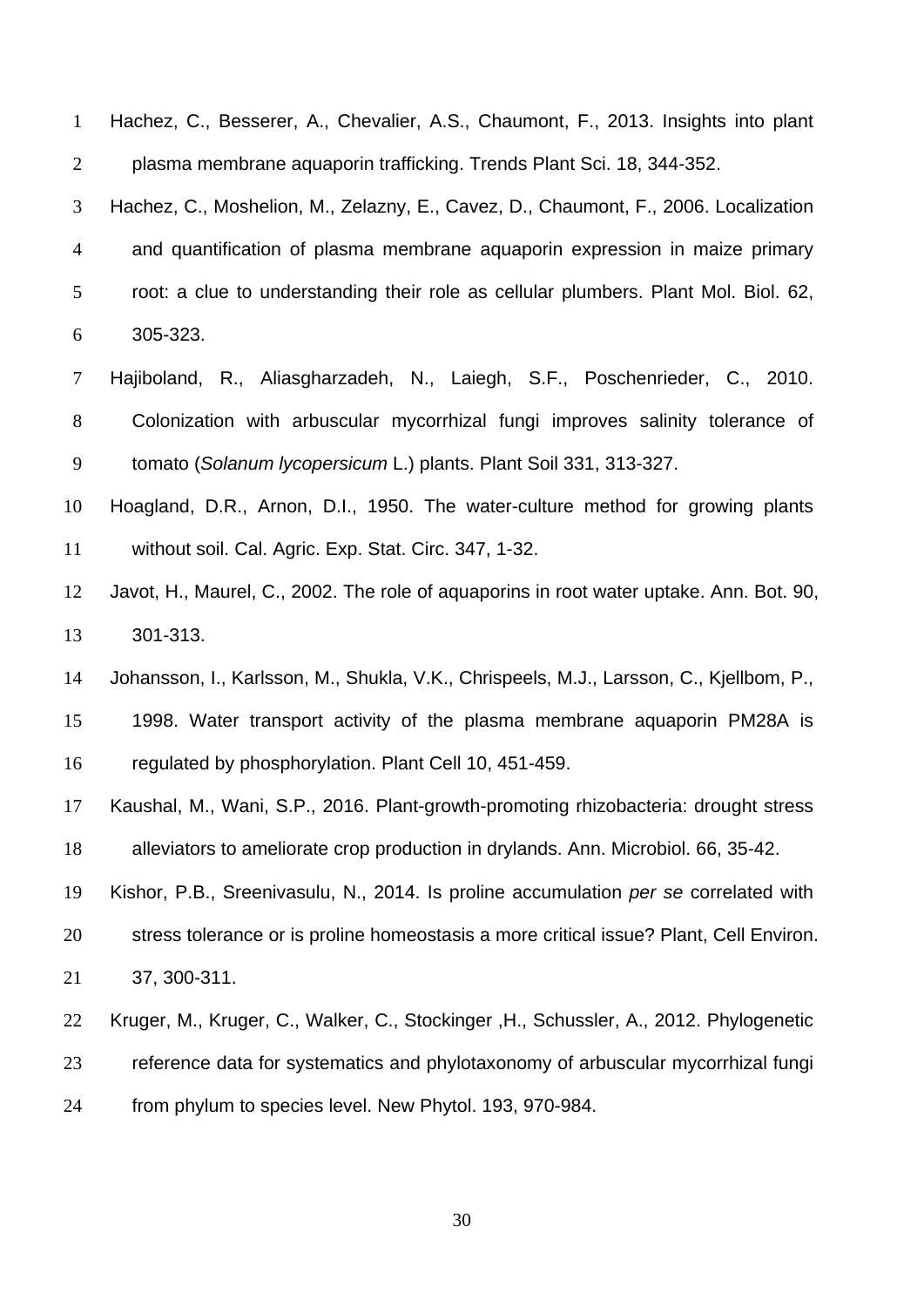Hachez, C., Besserer, A., Chevalier, A.S., Chaumont, F., 2013. Insights into plant plasma membrane aquaporin trafficking. Trends Plant Sci. 18, 344-352.

Hachez, C., Moshelion, M., Zelazny, E., Cavez, D., Chaumont, F., 2006. Localization and quantification of plasma membrane aquaporin expression in maize primary root: a clue to understanding their role as cellular plumbers. Plant Mol. Biol. 62, 305-323.

Hajiboland, R., Aliasgharzadeh, N., Laiegh, S.F., Poschenrieder, C., 2010. Colonization with arbuscular mycorrhizal fungi improves salinity tolerance of tomato (*Solanum lycopersicum* L.) plants. Plant Soil 331, 313-327.

Hoagland, D.R., Arnon, D.I., 1950. The water-culture method for growing plants without soil. Cal. Agric. Exp. Stat. Circ. 347, 1-32.

Javot, H., Maurel, C., 2002. The role of aquaporins in root water uptake. Ann. Bot. 90, 301-313.

Johansson, I., Karlsson, M., Shukla, V.K., Chrispeels, M.J., Larsson, C., Kjellbom, P., 1998. Water transport activity of the plasma membrane aquaporin PM28A is regulated by phosphorylation. Plant Cell 10, 451-459.

Kaushal, M., Wani, S.P., 2016. Plant-growth-promoting rhizobacteria: drought stress alleviators to ameliorate crop production in drylands. Ann. Microbiol. 66, 35-42.

Kishor, P.B., Sreenivasulu, N., 2014. Is proline accumulation *per se* correlated with stress tolerance or is proline homeostasis a more critical issue? Plant, Cell Environ. 37, 300-311.

Kruger, M., Kruger, C., Walker, C., Stockinger ,H., Schussler, A., 2012. Phylogenetic reference data for systematics and phylotaxonomy of arbuscular mycorrhizal fungi from phylum to species level. New Phytol. 193, 970-984.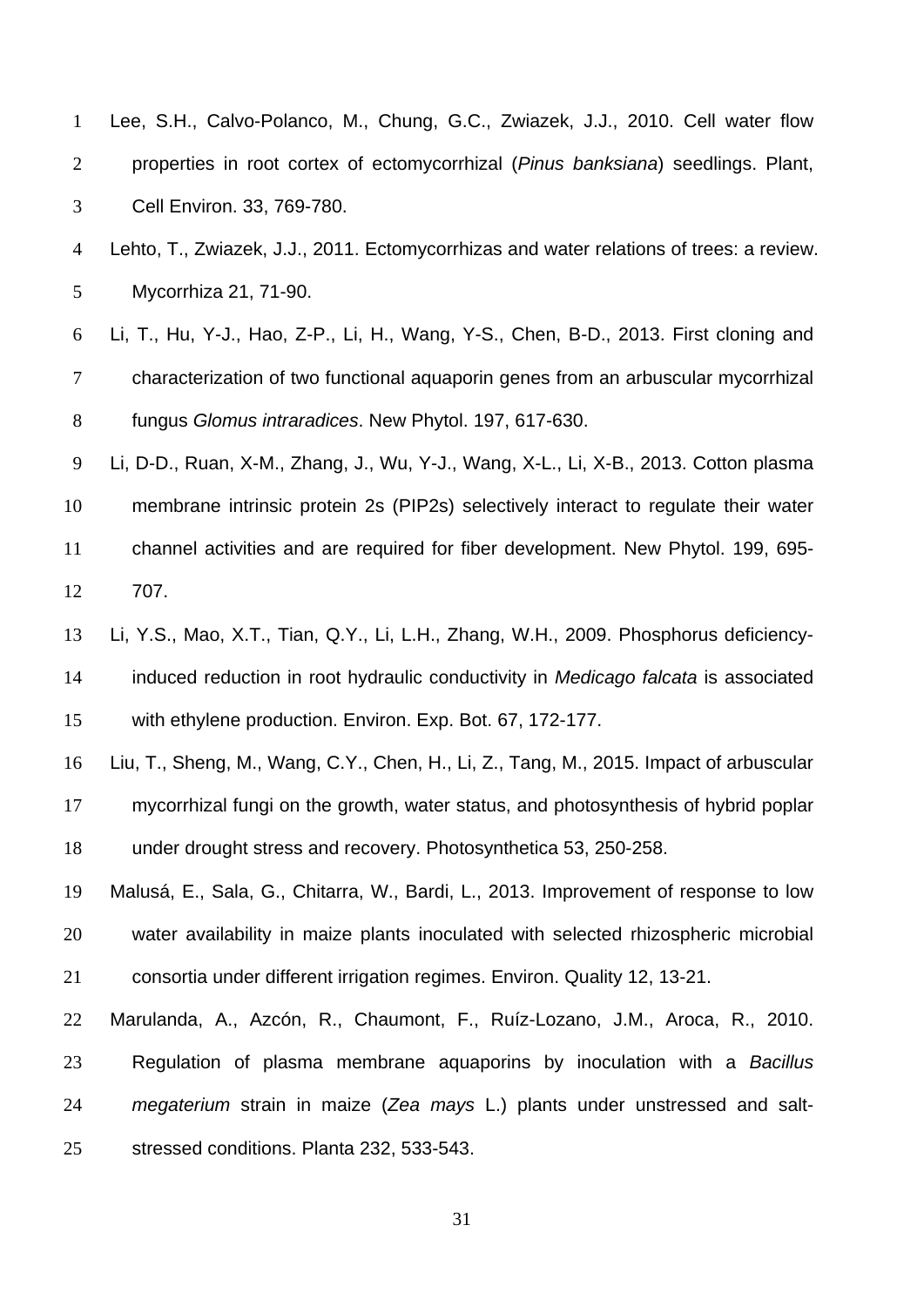Lee, S.H., Calvo-Polanco, M., Chung, G.C., Zwiazek, J.J., 2010. Cell water flow properties in root cortex of ectomycorrhizal (*Pinus banksiana*) seedlings. Plant, Cell Environ. 33, 769-780.

Lehto, T., Zwiazek, J.J., 2011. Ectomycorrhizas and water relations of trees: a review. Mycorrhiza 21, 71-90.

Li, T., Hu, Y-J., Hao, Z-P., Li, H., Wang, Y-S., Chen, B-D., 2013. First cloning and characterization of two functional aquaporin genes from an arbuscular mycorrhizal fungus *Glomus intraradices*. New Phytol. 197, 617-630.

Li, D-D., Ruan, X-M., Zhang, J., Wu, Y-J., Wang, X-L., Li, X-B., 2013. Cotton plasma membrane intrinsic protein 2s (PIP2s) selectively interact to regulate their water channel activities and are required for fiber development. New Phytol. 199, 695-707.

Li, Y.S., Mao, X.T., Tian, Q.Y., Li, L.H., Zhang, W.H., 2009. Phosphorus deficiency-induced reduction in root hydraulic conductivity in *Medicago falcata* is associated with ethylene production. Environ. Exp. Bot. 67, 172-177.

Liu, T., Sheng, M., Wang, C.Y., Chen, H., Li, Z., Tang, M., 2015. Impact of arbuscular mycorrhizal fungi on the growth, water status, and photosynthesis of hybrid poplar under drought stress and recovery. Photosynthetica 53, 250-258.

Malusá, E., Sala, G., Chitarra, W., Bardi, L., 2013. Improvement of response to low water availability in maize plants inoculated with selected rhizospheric microbial consortia under different irrigation regimes. Environ. Quality 12, 13-21.

Marulanda, A., Azcón, R., Chaumont, F., Ruíz-Lozano, J.M., Aroca, R., 2010. Regulation of plasma membrane aquaporins by inoculation with a *Bacillus megaterium* strain in maize (*Zea mays* L.) plants under unstressed and salt-stressed conditions. Planta 232, 533-543.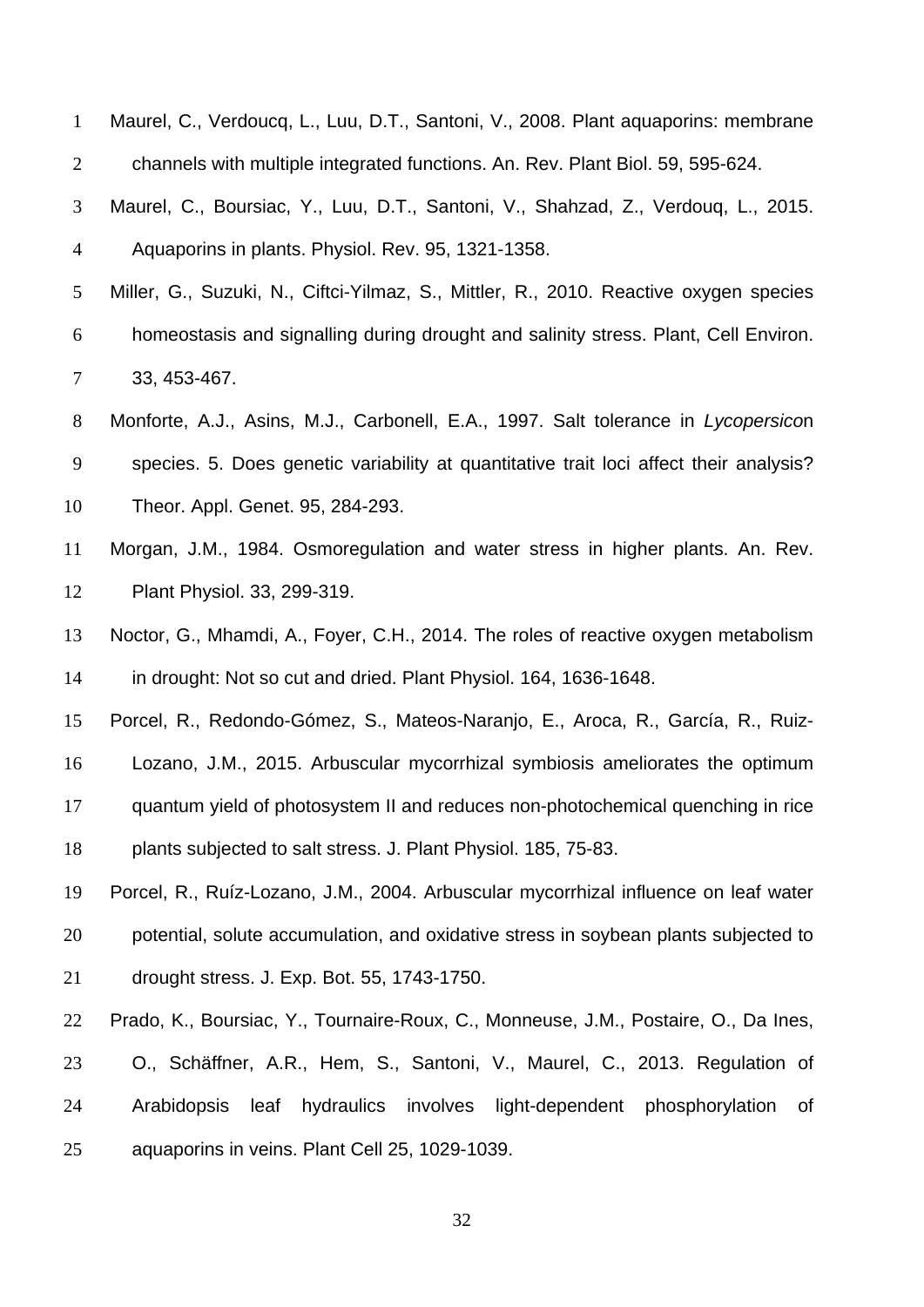Maurel, C., Verdoucq, L., Luu, D.T., Santoni, V., 2008. Plant aquaporins: membrane channels with multiple integrated functions. An. Rev. Plant Biol. 59, 595-624.

Maurel, C., Boursiac, Y., Luu, D.T., Santoni, V., Shahzad, Z., Verdouq, L., 2015. Aquaporins in plants. Physiol. Rev. 95, 1321-1358.

Miller, G., Suzuki, N., Ciftci-Yilmaz, S., Mittler, R., 2010. Reactive oxygen species homeostasis and signalling during drought and salinity stress. Plant, Cell Environ. 33, 453-467.

Monforte, A.J., Asins, M.J., Carbonell, E.A., 1997. Salt tolerance in *Lycopersico*n species. 5. Does genetic variability at quantitative trait loci affect their analysis? Theor. Appl. Genet. 95, 284-293.

Morgan, J.M., 1984. Osmoregulation and water stress in higher plants. An. Rev. Plant Physiol. 33, 299-319.

Noctor, G., Mhamdi, A., Foyer, C.H., 2014. The roles of reactive oxygen metabolism in drought: Not so cut and dried. Plant Physiol. 164, 1636-1648.

Porcel, R., Redondo-Gómez, S., Mateos-Naranjo, E., Aroca, R., García, R., Ruiz-Lozano, J.M., 2015. Arbuscular mycorrhizal symbiosis ameliorates the optimum quantum yield of photosystem II and reduces non-photochemical quenching in rice plants subjected to salt stress. J. Plant Physiol. 185, 75-83.

Porcel, R., Ruíz-Lozano, J.M., 2004. Arbuscular mycorrhizal influence on leaf water potential, solute accumulation, and oxidative stress in soybean plants subjected to drought stress. J. Exp. Bot. 55, 1743-1750.

Prado, K., Boursiac, Y., Tournaire-Roux, C., Monneuse, J.M., Postaire, O., Da Ines, O., Schäffner, A.R., Hem, S., Santoni, V., Maurel, C., 2013. Regulation of Arabidopsis leaf hydraulics involves light-dependent phosphorylation of aquaporins in veins. Plant Cell 25, 1029-1039.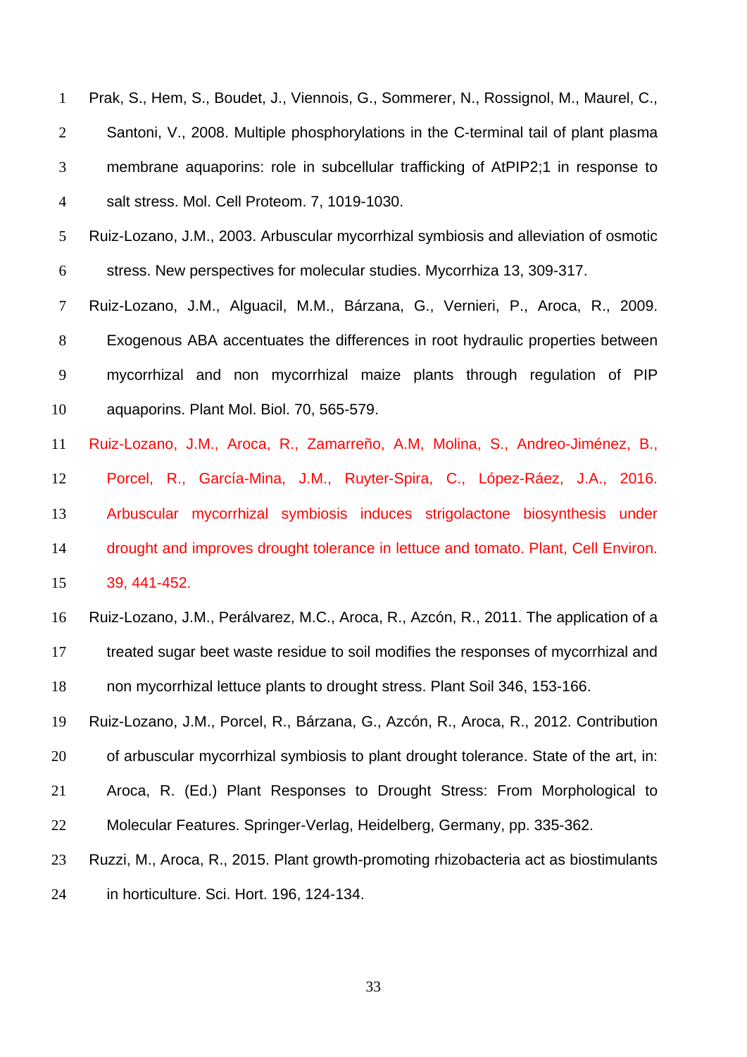Prak, S., Hem, S., Boudet, J., Viennois, G., Sommerer, N., Rossignol, M., Maurel, C., Santoni, V., 2008. Multiple phosphorylations in the C-terminal tail of plant plasma membrane aquaporins: role in subcellular trafficking of AtPIP2;1 in response to salt stress. Mol. Cell Proteom. 7, 1019-1030.

Ruiz-Lozano, J.M., 2003. Arbuscular mycorrhizal symbiosis and alleviation of osmotic stress. New perspectives for molecular studies. Mycorrhiza 13, 309-317.

Ruiz-Lozano, J.M., Alguacil, M.M., Bárzana, G., Vernieri, P., Aroca, R., 2009. Exogenous ABA accentuates the differences in root hydraulic properties between mycorrhizal and non mycorrhizal maize plants through regulation of PIP aquaporins. Plant Mol. Biol. 70, 565-579.

Ruiz-Lozano, J.M., Aroca, R., Zamarreño, A.M, Molina, S., Andreo-Jiménez, B., Porcel, R., García-Mina, J.M., Ruyter-Spira, C., López-Ráez, J.A., 2016. Arbuscular mycorrhizal symbiosis induces strigolactone biosynthesis under drought and improves drought tolerance in lettuce and tomato. Plant, Cell Environ. 39, 441-452.

Ruiz-Lozano, J.M., Perálvarez, M.C., Aroca, R., Azcón, R., 2011. The application of a treated sugar beet waste residue to soil modifies the responses of mycorrhizal and non mycorrhizal lettuce plants to drought stress. Plant Soil 346, 153-166.

Ruiz-Lozano, J.M., Porcel, R., Bárzana, G., Azcón, R., Aroca, R., 2012. Contribution of arbuscular mycorrhizal symbiosis to plant drought tolerance. State of the art, in: Aroca, R. (Ed.) Plant Responses to Drought Stress: From Morphological to Molecular Features. Springer-Verlag, Heidelberg, Germany, pp. 335-362.

Ruzzi, M., Aroca, R., 2015. Plant growth-promoting rhizobacteria act as biostimulants in horticulture. Sci. Hort. 196, 124-134.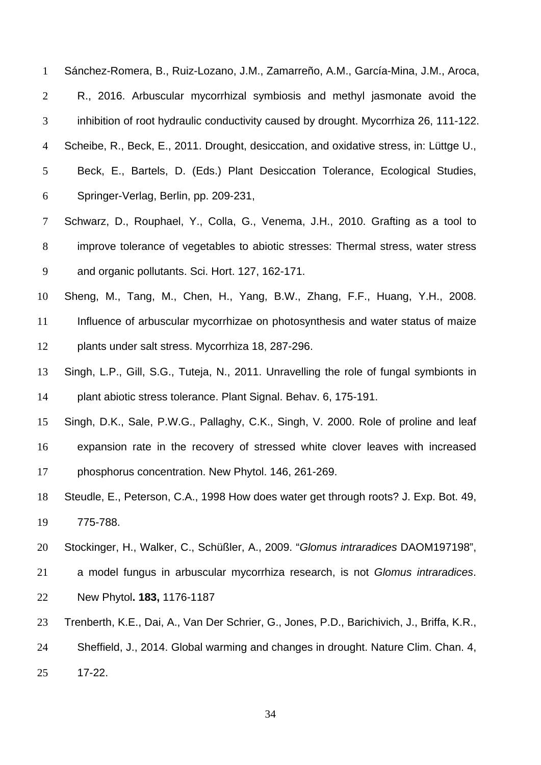Sánchez-Romera, B., Ruiz-Lozano, J.M., Zamarreño, A.M., García-Mina, J.M., Aroca, R., 2016. Arbuscular mycorrhizal symbiosis and methyl jasmonate avoid the inhibition of root hydraulic conductivity caused by drought. Mycorrhiza 26, 111-122.

Scheibe, R., Beck, E., 2011. Drought, desiccation, and oxidative stress, in: Lüttge U., Beck, E., Bartels, D. (Eds.) Plant Desiccation Tolerance, Ecological Studies, Springer-Verlag, Berlin, pp. 209-231,

Schwarz, D., Rouphael, Y., Colla, G., Venema, J.H., 2010. Grafting as a tool to improve tolerance of vegetables to abiotic stresses: Thermal stress, water stress and organic pollutants. Sci. Hort. 127, 162-171.

Sheng, M., Tang, M., Chen, H., Yang, B.W., Zhang, F.F., Huang, Y.H., 2008. Influence of arbuscular mycorrhizae on photosynthesis and water status of maize plants under salt stress. Mycorrhiza 18, 287-296.

Singh, L.P., Gill, S.G., Tuteja, N., 2011. Unravelling the role of fungal symbionts in plant abiotic stress tolerance. Plant Signal. Behav. 6, 175-191.

Singh, D.K., Sale, P.W.G., Pallaghy, C.K., Singh, V. 2000. Role of proline and leaf expansion rate in the recovery of stressed white clover leaves with increased phosphorus concentration. New Phytol. 146, 261-269.

Steudle, E., Peterson, C.A., 1998 How does water get through roots? J. Exp. Bot. 49, 775-788.

Stockinger, H., Walker, C., Schüßler, A., 2009. "*Glomus intraradices* DAOM197198", a model fungus in arbuscular mycorrhiza research, is not *Glomus intraradices*. New Phytol**. 183,** 1176-1187

Trenberth, K.E., Dai, A., Van Der Schrier, G., Jones, P.D., Barichivich, J., Briffa, K.R., Sheffield, J., 2014. Global warming and changes in drought. Nature Clim. Chan. 4, 17-22.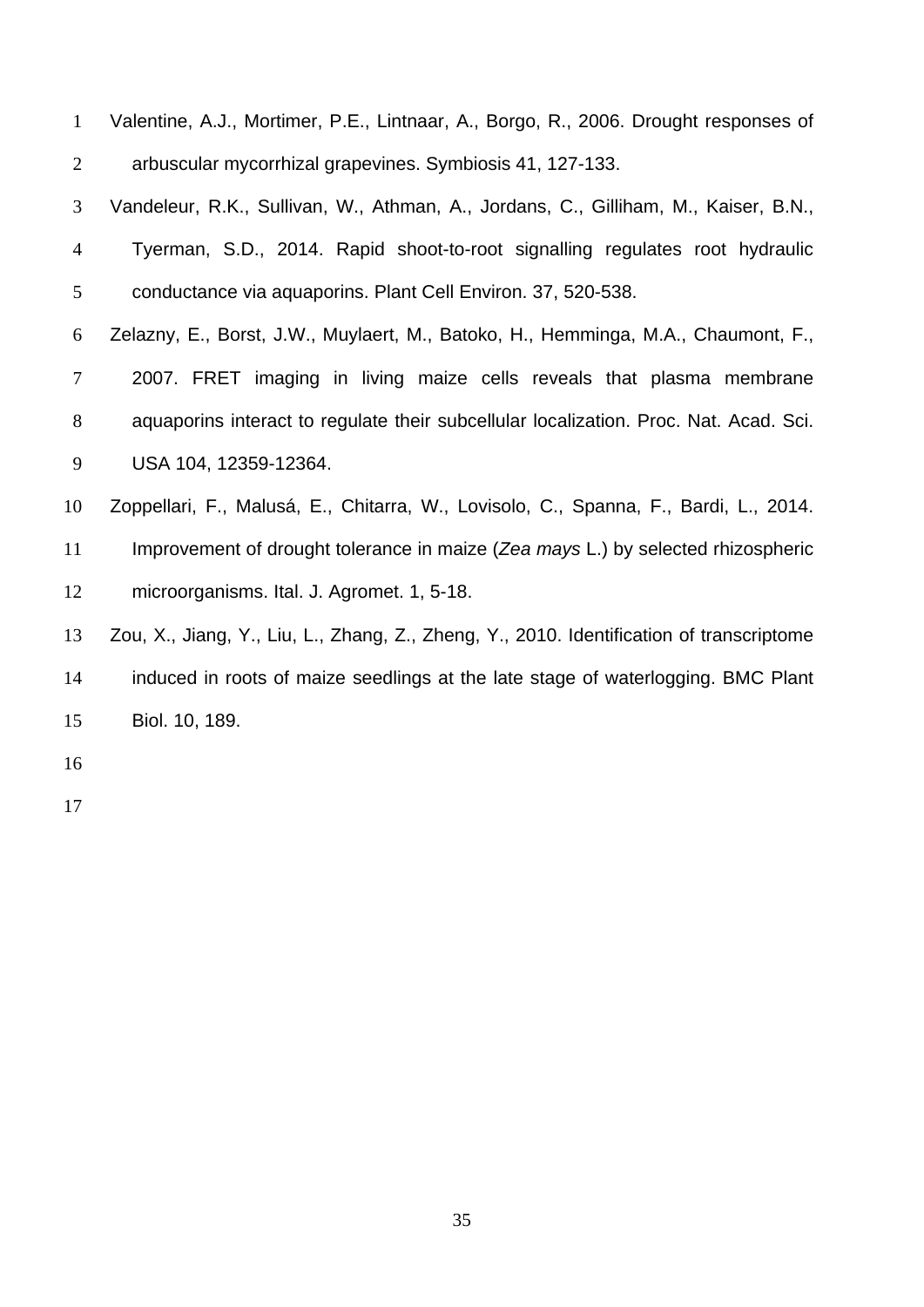Valentine, A.J., Mortimer, P.E., Lintnaar, A., Borgo, R., 2006. Drought responses of arbuscular mycorrhizal grapevines. Symbiosis 41, 127-133.

Vandeleur, R.K., Sullivan, W., Athman, A., Jordans, C., Gilliham, M., Kaiser, B.N., Tyerman, S.D., 2014. Rapid shoot-to-root signalling regulates root hydraulic conductance via aquaporins. Plant Cell Environ. 37, 520-538.

Zelazny, E., Borst, J.W., Muylaert, M., Batoko, H., Hemminga, M.A., Chaumont, F., 2007. FRET imaging in living maize cells reveals that plasma membrane aquaporins interact to regulate their subcellular localization. Proc. Nat. Acad. Sci. USA 104, 12359-12364.

Zoppellari, F., Malusá, E., Chitarra, W., Lovisolo, C., Spanna, F., Bardi, L., 2014. Improvement of drought tolerance in maize (*Zea mays* L.) by selected rhizospheric microorganisms. Ital. J. Agromet. 1, 5-18.

Zou, X., Jiang, Y., Liu, L., Zhang, Z., Zheng, Y., 2010. Identification of transcriptome induced in roots of maize seedlings at the late stage of waterlogging. BMC Plant Biol. 10, 189.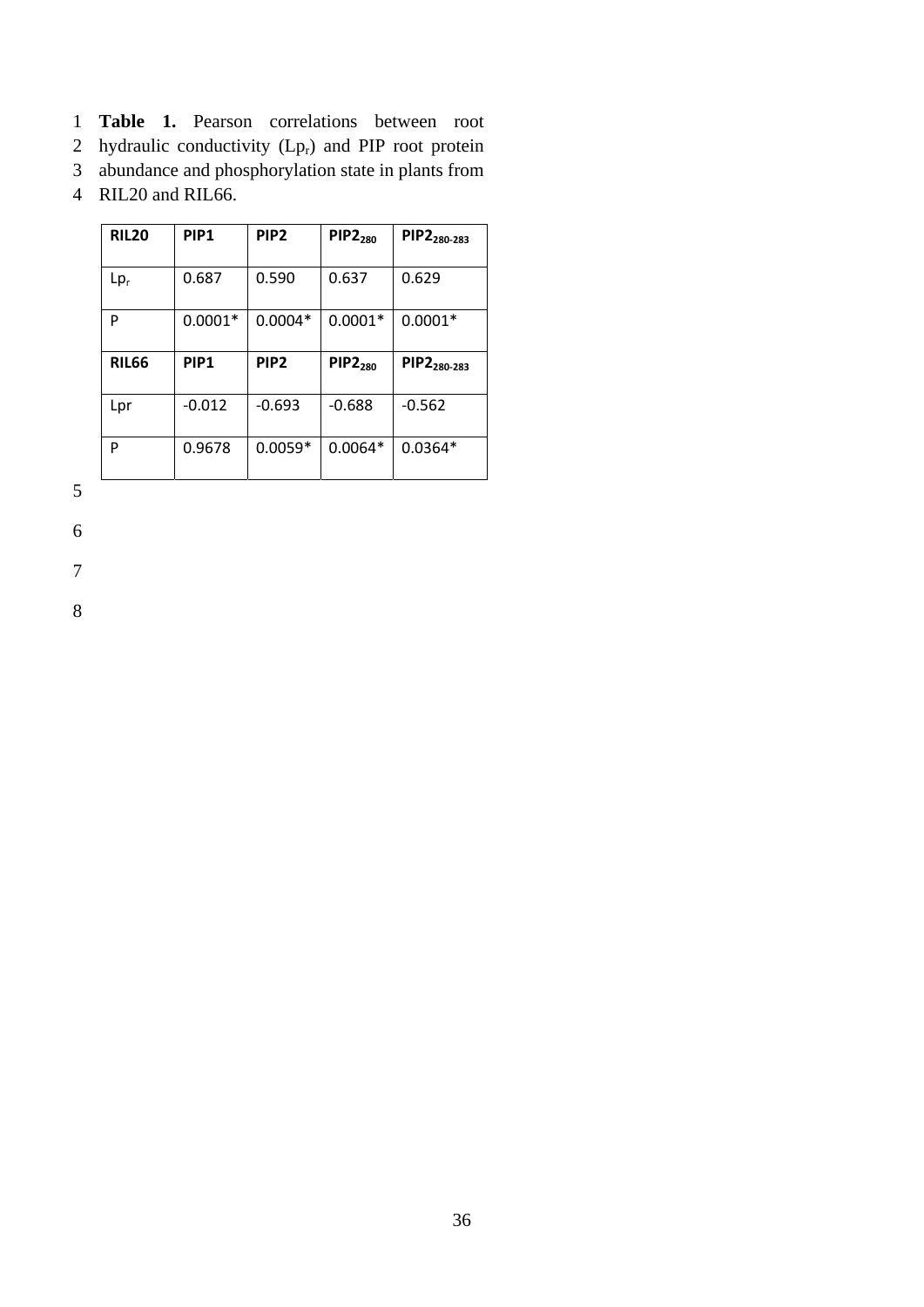**Table 1.** Pearson correlations between root hydraulic conductivity ($Lp_r$) and PIP root protein abundance and phosphorylation state in plants from RIL20 and RIL66.

| **RIL20** | **PIP1** | **PIP2** | **$PIP2_{280}$** | **$PIP2_{280\text{-}283}$** |
|---|---|---|---|---|
| $Lp_r$ | 0.687 | 0.590 | 0.637 | 0.629 |
| P | 0.0001* | 0.0004* | 0.0001* | 0.0001* |
| **RIL66** | **PIP1** | **PIP2** | **$PIP2_{280}$** | **$PIP2_{280\text{-}283}$** |
| Lpr | -0.012 | -0.693 | -0.688 | -0.562 |
| P | 0.9678 | 0.0059* | 0.0064* | 0.0364* |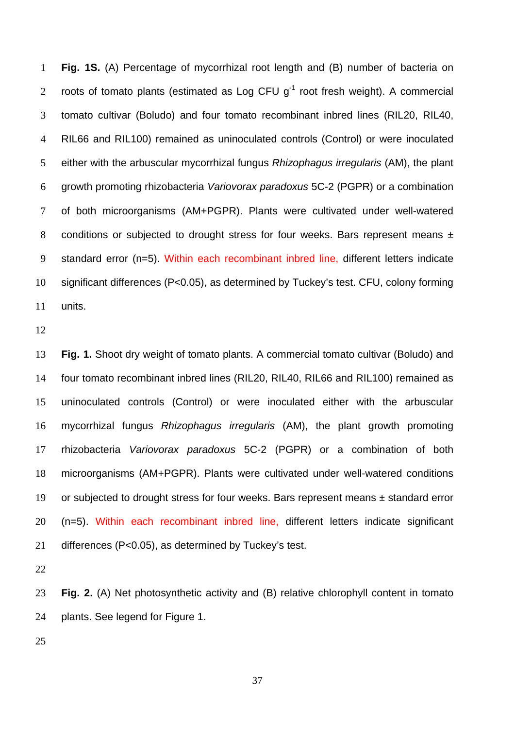**Fig. 1S.** (A) Percentage of mycorrhizal root length and (B) number of bacteria on roots of tomato plants (estimated as Log CFU $g^{-1}$ root fresh weight). A commercial tomato cultivar (Boludo) and four tomato recombinant inbred lines (RIL20, RIL40, RIL66 and RIL100) remained as uninoculated controls (Control) or were inoculated either with the arbuscular mycorrhizal fungus *Rhizophagus irregularis* (AM), the plant growth promoting rhizobacteria *Variovorax paradoxus* 5C-2 (PGPR) or a combination of both microorganisms (AM+PGPR). Plants were cultivated under well-watered conditions or subjected to drought stress for four weeks. Bars represent means ± standard error (n=5). Within each recombinant inbred line, different letters indicate significant differences (P<0.05), as determined by Tuckey's test. CFU, colony forming units.

**Fig. 1.** Shoot dry weight of tomato plants. A commercial tomato cultivar (Boludo) and four tomato recombinant inbred lines (RIL20, RIL40, RIL66 and RIL100) remained as uninoculated controls (Control) or were inoculated either with the arbuscular mycorrhizal fungus *Rhizophagus irregularis* (AM), the plant growth promoting rhizobacteria *Variovorax paradoxus* 5C-2 (PGPR) or a combination of both microorganisms (AM+PGPR). Plants were cultivated under well-watered conditions or subjected to drought stress for four weeks. Bars represent means ± standard error (n=5). Within each recombinant inbred line, different letters indicate significant differences (P<0.05), as determined by Tuckey's test.

**Fig. 2.** (A) Net photosynthetic activity and (B) relative chlorophyll content in tomato plants. See legend for Figure 1.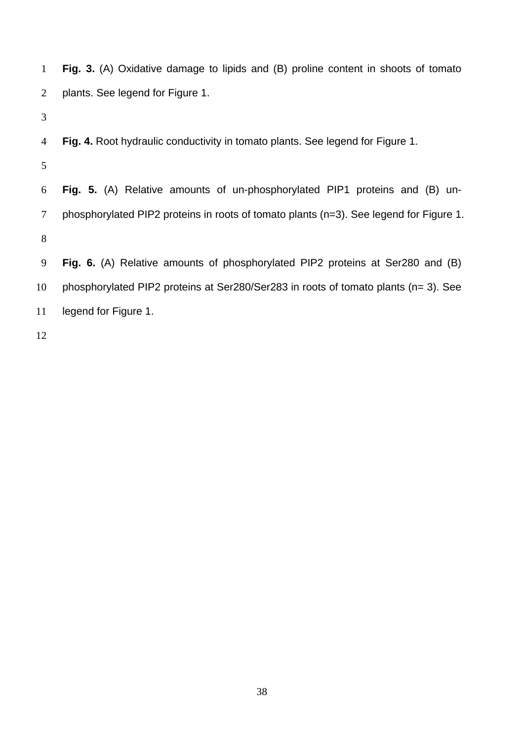**Fig. 3.** (A) Oxidative damage to lipids and (B) proline content in shoots of tomato plants. See legend for Figure 1.

**Fig. 4.** Root hydraulic conductivity in tomato plants. See legend for Figure 1.

**Fig. 5.** (A) Relative amounts of un-phosphorylated PIP1 proteins and (B) un-phosphorylated PIP2 proteins in roots of tomato plants (n=3). See legend for Figure 1.

**Fig. 6.** (A) Relative amounts of phosphorylated PIP2 proteins at Ser280 and (B) phosphorylated PIP2 proteins at Ser280/Ser283 in roots of tomato plants (n= 3). See legend for Figure 1.